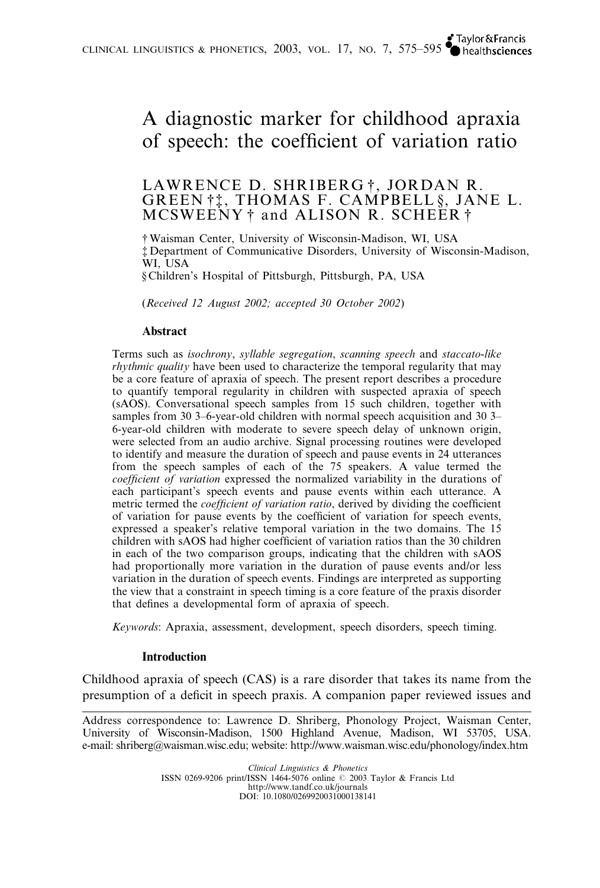# A diagnostic marker for childhood apraxia of speech: the coefficient of variation ratio

LAWRENCE D. SHRIBERG †, JORDAN R. GREEN †‡, THOMAS F. CAMPBELL §, JANE L. MCSWEENY † and ALISON R. SCHEER †

† Waisman Center, University of Wisconsin-Madison, WI, USA
‡ Department of Communicative Disorders, University of Wisconsin-Madison, WI, USA
§ Children's Hospital of Pittsburgh, Pittsburgh, PA, USA

(*Received 12 August 2002; accepted 30 October 2002*)

### Abstract

Terms such as *isochrony*, *syllable segregation*, *scanning speech* and *staccato-like rhythmic quality* have been used to characterize the temporal regularity that may be a core feature of apraxia of speech. The present report describes a procedure to quantify temporal regularity in children with suspected apraxia of speech (sAOS). Conversational speech samples from 15 such children, together with samples from 30 3–6-year-old children with normal speech acquisition and 30 3–6-year-old children with moderate to severe speech delay of unknown origin, were selected from an audio archive. Signal processing routines were developed to identify and measure the duration of speech and pause events in 24 utterances from the speech samples of each of the 75 speakers. A value termed the *coefficient of variation* expressed the normalized variability in the durations of each participant's speech events and pause events within each utterance. A metric termed the *coefficient of variation ratio*, derived by dividing the coefficient of variation for pause events by the coefficient of variation for speech events, expressed a speaker's relative temporal variation in the two domains. The 15 children with sAOS had higher coefficient of variation ratios than the 30 children in each of the two comparison groups, indicating that the children with sAOS had proportionally more variation in the duration of pause events and/or less variation in the duration of speech events. Findings are interpreted as supporting the view that a constraint in speech timing is a core feature of the praxis disorder that defines a developmental form of apraxia of speech.

*Keywords*: Apraxia, assessment, development, speech disorders, speech timing.

### Introduction

Childhood apraxia of speech (CAS) is a rare disorder that takes its name from the presumption of a deficit in speech praxis. A companion paper reviewed issues and

---

Address correspondence to: Lawrence D. Shriberg, Phonology Project, Waisman Center, University of Wisconsin-Madison, 1500 Highland Avenue, Madison, WI 53705, USA. e-mail: shriberg@waisman.wisc.edu; website: http://www.waisman.wisc.edu/phonology/index.htm

*Clinical Linguistics & Phonetics*
ISSN 0269-9206 print/ISSN 1464-5076 online © 2003 Taylor & Francis Ltd
http://www.tandf.co.uk/journals
DOI: 10.1080/0269920031000138141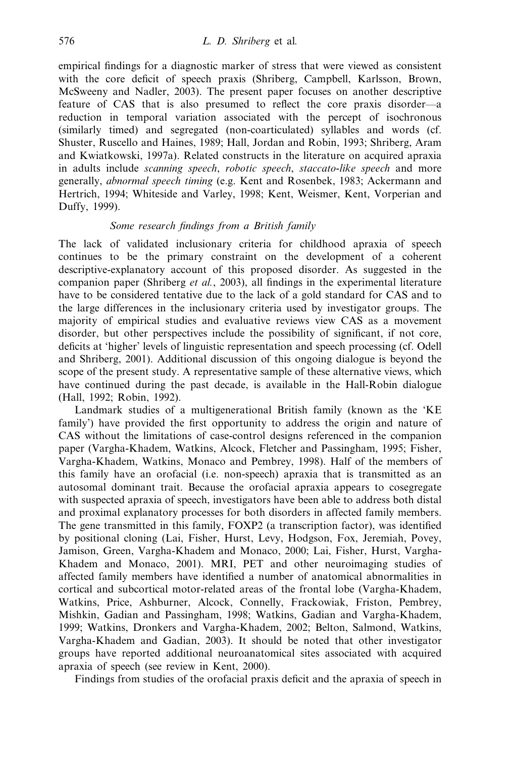empirical findings for a diagnostic marker of stress that were viewed as consistent with the core deficit of speech praxis (Shriberg, Campbell, Karlsson, Brown, McSweeny and Nadler, 2003). The present paper focuses on another descriptive feature of CAS that is also presumed to reflect the core praxis disorder—a reduction in temporal variation associated with the percept of isochronous (similarly timed) and segregated (non-coarticulated) syllables and words (cf. Shuster, Ruscello and Haines, 1989; Hall, Jordan and Robin, 1993; Shriberg, Aram and Kwiatkowski, 1997a). Related constructs in the literature on acquired apraxia in adults include *scanning speech*, *robotic speech*, *staccato-like speech* and more generally, *abnormal speech timing* (e.g. Kent and Rosenbek, 1983; Ackermann and Hertrich, 1994; Whiteside and Varley, 1998; Kent, Weismer, Kent, Vorperian and Duffy, 1999).

### *Some research findings from a British family*

The lack of validated inclusionary criteria for childhood apraxia of speech continues to be the primary constraint on the development of a coherent descriptive-explanatory account of this proposed disorder. As suggested in the companion paper (Shriberg *et al.*, 2003), all findings in the experimental literature have to be considered tentative due to the lack of a gold standard for CAS and to the large differences in the inclusionary criteria used by investigator groups. The majority of empirical studies and evaluative reviews view CAS as a movement disorder, but other perspectives include the possibility of significant, if not core, deficits at 'higher' levels of linguistic representation and speech processing (cf. Odell and Shriberg, 2001). Additional discussion of this ongoing dialogue is beyond the scope of the present study. A representative sample of these alternative views, which have continued during the past decade, is available in the Hall-Robin dialogue (Hall, 1992; Robin, 1992).

Landmark studies of a multigenerational British family (known as the 'KE family') have provided the first opportunity to address the origin and nature of CAS without the limitations of case-control designs referenced in the companion paper (Vargha-Khadem, Watkins, Alcock, Fletcher and Passingham, 1995; Fisher, Vargha-Khadem, Watkins, Monaco and Pembrey, 1998). Half of the members of this family have an orofacial (i.e. non-speech) apraxia that is transmitted as an autosomal dominant trait. Because the orofacial apraxia appears to cosegregate with suspected apraxia of speech, investigators have been able to address both distal and proximal explanatory processes for both disorders in affected family members. The gene transmitted in this family, FOXP2 (a transcription factor), was identified by positional cloning (Lai, Fisher, Hurst, Levy, Hodgson, Fox, Jeremiah, Povey, Jamison, Green, Vargha-Khadem and Monaco, 2000; Lai, Fisher, Hurst, Vargha-Khadem and Monaco, 2001). MRI, PET and other neuroimaging studies of affected family members have identified a number of anatomical abnormalities in cortical and subcortical motor-related areas of the frontal lobe (Vargha-Khadem, Watkins, Price, Ashburner, Alcock, Connelly, Frackowiak, Friston, Pembrey, Mishkin, Gadian and Passingham, 1998; Watkins, Gadian and Vargha-Khadem, 1999; Watkins, Dronkers and Vargha-Khadem, 2002; Belton, Salmond, Watkins, Vargha-Khadem and Gadian, 2003). It should be noted that other investigator groups have reported additional neuroanatomical sites associated with acquired apraxia of speech (see review in Kent, 2000).

Findings from studies of the orofacial praxis deficit and the apraxia of speech in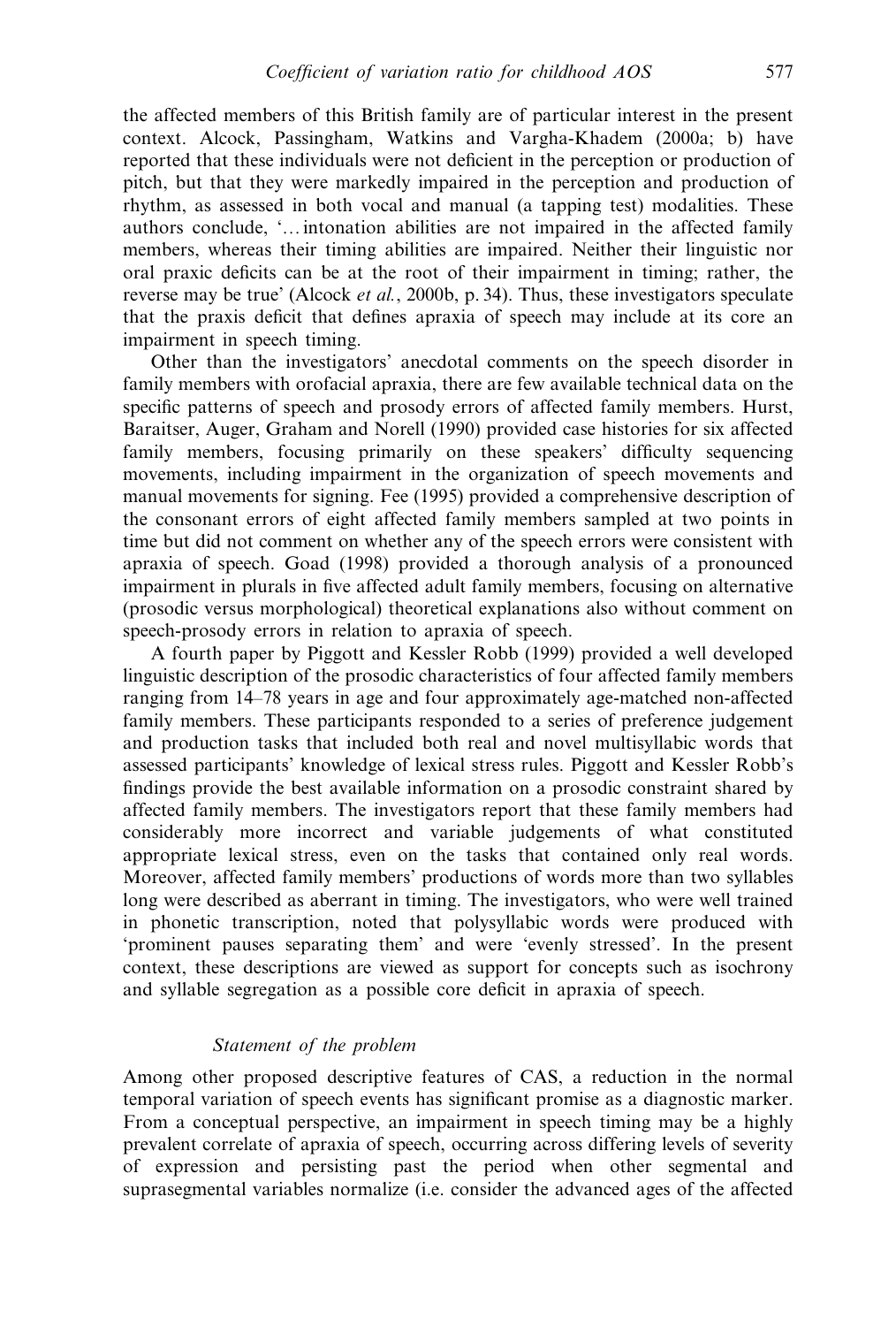the affected members of this British family are of particular interest in the present context. Alcock, Passingham, Watkins and Vargha-Khadem (2000a; b) have reported that these individuals were not deficient in the perception or production of pitch, but that they were markedly impaired in the perception and production of rhythm, as assessed in both vocal and manual (a tapping test) modalities. These authors conclude, '... intonation abilities are not impaired in the affected family members, whereas their timing abilities are impaired. Neither their linguistic nor oral praxic deficits can be at the root of their impairment in timing; rather, the reverse may be true' (Alcock *et al.*, 2000b, p. 34). Thus, these investigators speculate that the praxis deficit that defines apraxia of speech may include at its core an impairment in speech timing.

Other than the investigators' anecdotal comments on the speech disorder in family members with orofacial apraxia, there are few available technical data on the specific patterns of speech and prosody errors of affected family members. Hurst, Baraitser, Auger, Graham and Norell (1990) provided case histories for six affected family members, focusing primarily on these speakers' difficulty sequencing movements, including impairment in the organization of speech movements and manual movements for signing. Fee (1995) provided a comprehensive description of the consonant errors of eight affected family members sampled at two points in time but did not comment on whether any of the speech errors were consistent with apraxia of speech. Goad (1998) provided a thorough analysis of a pronounced impairment in plurals in five affected adult family members, focusing on alternative (prosodic versus morphological) theoretical explanations also without comment on speech-prosody errors in relation to apraxia of speech.

A fourth paper by Piggott and Kessler Robb (1999) provided a well developed linguistic description of the prosodic characteristics of four affected family members ranging from 14–78 years in age and four approximately age-matched non-affected family members. These participants responded to a series of preference judgement and production tasks that included both real and novel multisyllabic words that assessed participants' knowledge of lexical stress rules. Piggott and Kessler Robb's findings provide the best available information on a prosodic constraint shared by affected family members. The investigators report that these family members had considerably more incorrect and variable judgements of what constituted appropriate lexical stress, even on the tasks that contained only real words. Moreover, affected family members' productions of words more than two syllables long were described as aberrant in timing. The investigators, who were well trained in phonetic transcription, noted that polysyllabic words were produced with 'prominent pauses separating them' and were 'evenly stressed'. In the present context, these descriptions are viewed as support for concepts such as isochrony and syllable segregation as a possible core deficit in apraxia of speech.

### *Statement of the problem*

Among other proposed descriptive features of CAS, a reduction in the normal temporal variation of speech events has significant promise as a diagnostic marker. From a conceptual perspective, an impairment in speech timing may be a highly prevalent correlate of apraxia of speech, occurring across differing levels of severity of expression and persisting past the period when other segmental and suprasegmental variables normalize (i.e. consider the advanced ages of the affected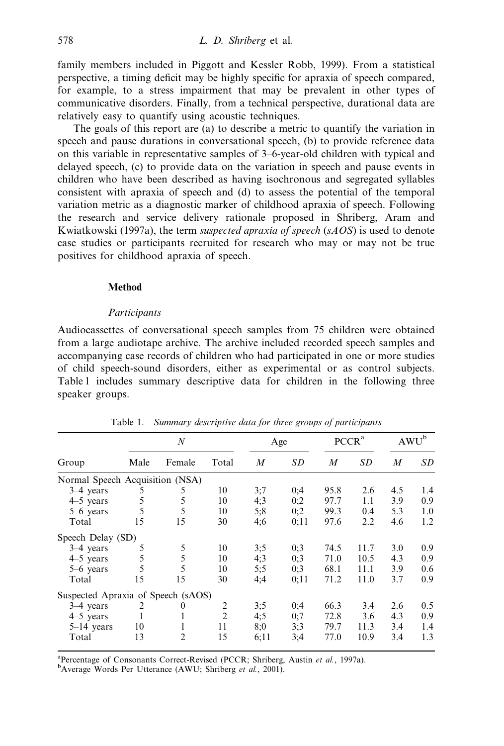family members included in Piggott and Kessler Robb, 1999). From a statistical perspective, a timing deficit may be highly specific for apraxia of speech compared, for example, to a stress impairment that may be prevalent in other types of communicative disorders. Finally, from a technical perspective, durational data are relatively easy to quantify using acoustic techniques.

The goals of this report are (a) to describe a metric to quantify the variation in speech and pause durations in conversational speech, (b) to provide reference data on this variable in representative samples of 3–6-year-old children with typical and delayed speech, (c) to provide data on the variation in speech and pause events in children who have been described as having isochronous and segregated syllables consistent with apraxia of speech and (d) to assess the potential of the temporal variation metric as a diagnostic marker of childhood apraxia of speech. Following the research and service delivery rationale proposed in Shriberg, Aram and Kwiatkowski (1997a), the term *suspected apraxia of speech* (*sAOS*) is used to denote case studies or participants recruited for research who may or may not be true positives for childhood apraxia of speech.

## Method

### *Participants*

Audiocassettes of conversational speech samples from 75 children were obtained from a large audiotape archive. The archive included recorded speech samples and accompanying case records of children who had participated in one or more studies of child speech-sound disorders, either as experimental or as control subjects. Table 1 includes summary descriptive data for children in the following three speaker groups.

Table 1. *Summary descriptive data for three groups of participants*

| Group | *N* | | | Age | | PCCR[a] | | AWU[b] | |
|---|---|---|---|---|---|---|---|---|---|
| | Male | Female | Total | *M* | *SD* | *M* | *SD* | *M* | *SD* |
| Normal Speech Acquisition (NSA) | | | | | | | | | |
| 3–4 years | 5 | 5 | 10 | 3;7 | 0;4 | 95.8 | 2.6 | 4.5 | 1.4 |
| 4–5 years | 5 | 5 | 10 | 4;3 | 0;2 | 97.7 | 1.1 | 3.9 | 0.9 |
| 5–6 years | 5 | 5 | 10 | 5;8 | 0;2 | 99.3 | 0.4 | 5.3 | 1.0 |
| Total | 15 | 15 | 30 | 4;6 | 0;11 | 97.6 | 2.2 | 4.6 | 1.2 |
| Speech Delay (SD) | | | | | | | | | |
| 3–4 years | 5 | 5 | 10 | 3;5 | 0;3 | 74.5 | 11.7 | 3.0 | 0.9 |
| 4–5 years | 5 | 5 | 10 | 4;3 | 0;3 | 71.0 | 10.5 | 4.3 | 0.9 |
| 5–6 years | 5 | 5 | 10 | 5;5 | 0;3 | 68.1 | 11.1 | 3.9 | 0.6 |
| Total | 15 | 15 | 30 | 4;4 | 0;11 | 71.2 | 11.0 | 3.7 | 0.9 |
| Suspected Apraxia of Speech (sAOS) | | | | | | | | | |
| 3–4 years | 2 | 0 | 2 | 3;5 | 0;4 | 66.3 | 3.4 | 2.6 | 0.5 |
| 4–5 years | 1 | 1 | 2 | 4;5 | 0;7 | 72.8 | 3.6 | 4.3 | 0.9 |
| 5–14 years | 10 | 1 | 11 | 8;0 | 3;3 | 79.7 | 11.3 | 3.4 | 1.4 |
| Total | 13 | 2 | 15 | 6;11 | 3;4 | 77.0 | 10.9 | 3.4 | 1.3 |

[a]Percentage of Consonants Correct-Revised (PCCR; Shriberg, Austin *et al.*, 1997a).
[b]Average Words Per Utterance (AWU; Shriberg *et al.*, 2001).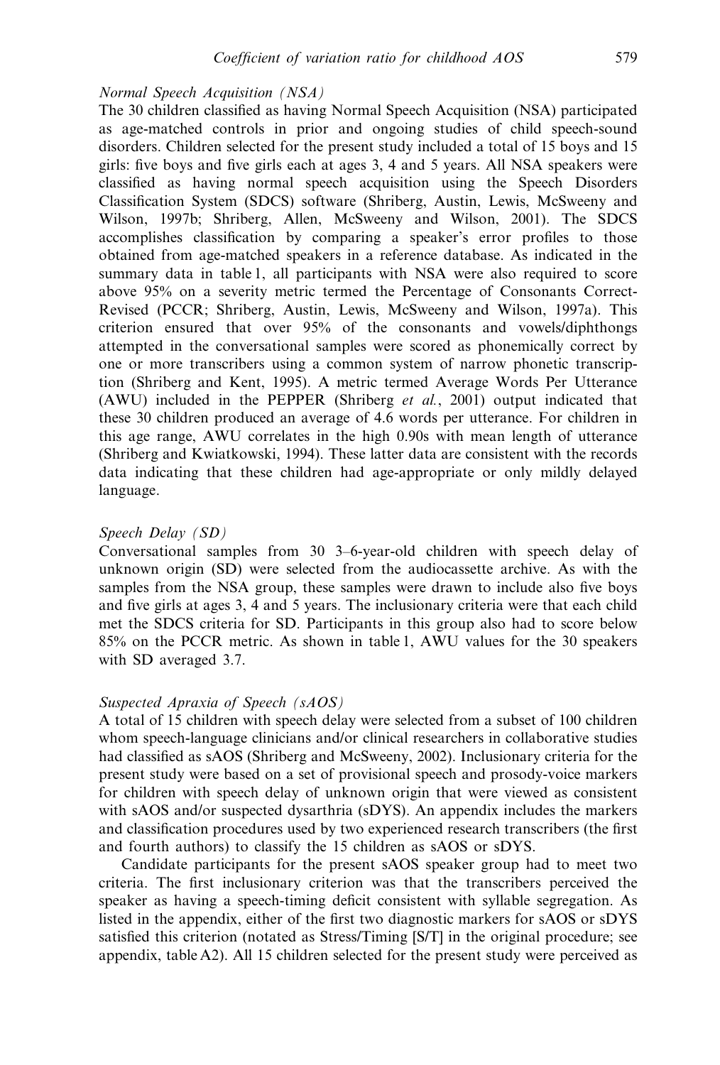*Normal Speech Acquisition (NSA)*

The 30 children classified as having Normal Speech Acquisition (NSA) participated as age-matched controls in prior and ongoing studies of child speech-sound disorders. Children selected for the present study included a total of 15 boys and 15 girls: five boys and five girls each at ages 3, 4 and 5 years. All NSA speakers were classified as having normal speech acquisition using the Speech Disorders Classification System (SDCS) software (Shriberg, Austin, Lewis, McSweeny and Wilson, 1997b; Shriberg, Allen, McSweeny and Wilson, 2001). The SDCS accomplishes classification by comparing a speaker's error profiles to those obtained from age-matched speakers in a reference database. As indicated in the summary data in table 1, all participants with NSA were also required to score above 95% on a severity metric termed the Percentage of Consonants Correct-Revised (PCCR; Shriberg, Austin, Lewis, McSweeny and Wilson, 1997a). This criterion ensured that over 95% of the consonants and vowels/diphthongs attempted in the conversational samples were scored as phonemically correct by one or more transcribers using a common system of narrow phonetic transcription (Shriberg and Kent, 1995). A metric termed Average Words Per Utterance (AWU) included in the PEPPER (Shriberg *et al.*, 2001) output indicated that these 30 children produced an average of 4.6 words per utterance. For children in this age range, AWU correlates in the high 0.90s with mean length of utterance (Shriberg and Kwiatkowski, 1994). These latter data are consistent with the records data indicating that these children had age-appropriate or only mildly delayed language.

*Speech Delay (SD)*

Conversational samples from 30 3–6-year-old children with speech delay of unknown origin (SD) were selected from the audiocassette archive. As with the samples from the NSA group, these samples were drawn to include also five boys and five girls at ages 3, 4 and 5 years. The inclusionary criteria were that each child met the SDCS criteria for SD. Participants in this group also had to score below 85% on the PCCR metric. As shown in table 1, AWU values for the 30 speakers with SD averaged 3.7.

*Suspected Apraxia of Speech (sAOS)*

A total of 15 children with speech delay were selected from a subset of 100 children whom speech-language clinicians and/or clinical researchers in collaborative studies had classified as sAOS (Shriberg and McSweeny, 2002). Inclusionary criteria for the present study were based on a set of provisional speech and prosody-voice markers for children with speech delay of unknown origin that were viewed as consistent with sAOS and/or suspected dysarthria (sDYS). An appendix includes the markers and classification procedures used by two experienced research transcribers (the first and fourth authors) to classify the 15 children as sAOS or sDYS.

Candidate participants for the present sAOS speaker group had to meet two criteria. The first inclusionary criterion was that the transcribers perceived the speaker as having a speech-timing deficit consistent with syllable segregation. As listed in the appendix, either of the first two diagnostic markers for sAOS or sDYS satisfied this criterion (notated as Stress/Timing [S/T] in the original procedure; see appendix, table A2). All 15 children selected for the present study were perceived as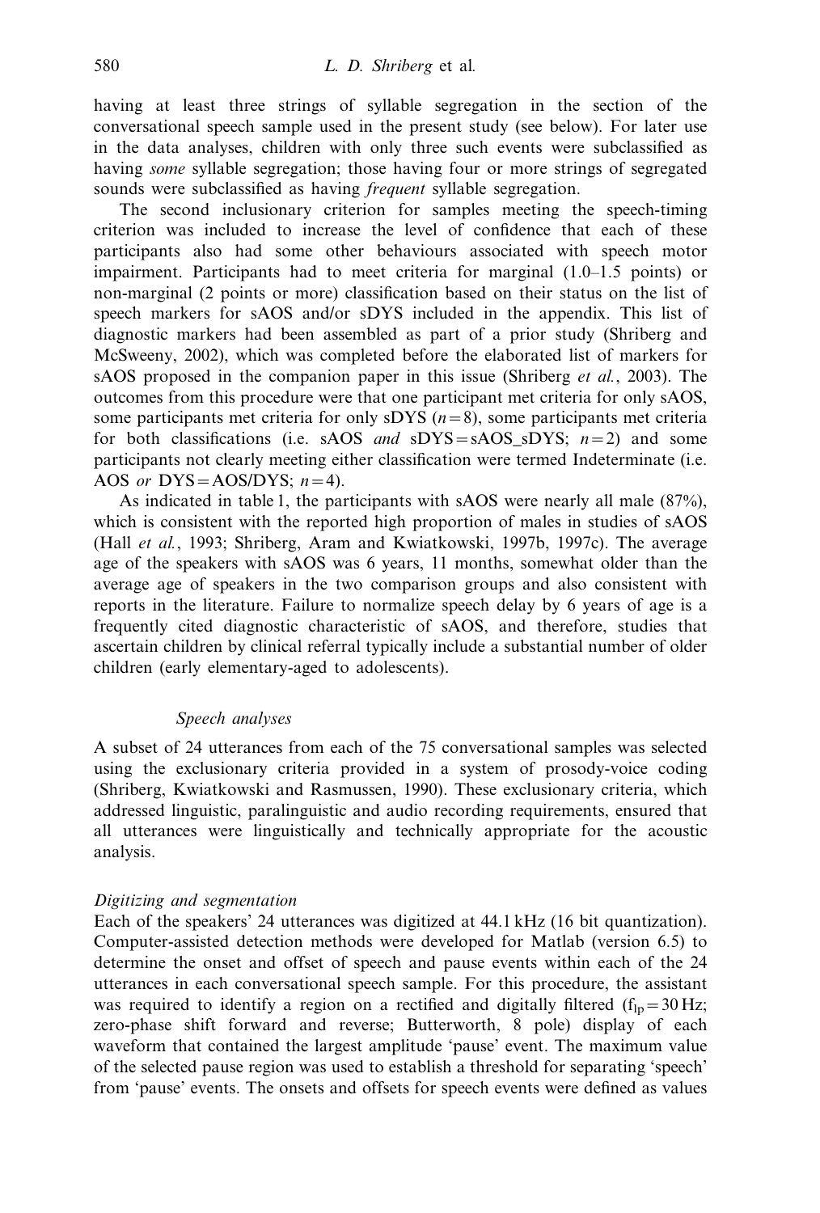having at least three strings of syllable segregation in the section of the conversational speech sample used in the present study (see below). For later use in the data analyses, children with only three such events were subclassified as having *some* syllable segregation; those having four or more strings of segregated sounds were subclassified as having *frequent* syllable segregation.

The second inclusionary criterion for samples meeting the speech-timing criterion was included to increase the level of confidence that each of these participants also had some other behaviours associated with speech motor impairment. Participants had to meet criteria for marginal (1.0–1.5 points) or non-marginal (2 points or more) classification based on their status on the list of speech markers for sAOS and/or sDYS included in the appendix. This list of diagnostic markers had been assembled as part of a prior study (Shriberg and McSweeny, 2002), which was completed before the elaborated list of markers for sAOS proposed in the companion paper in this issue (Shriberg *et al.*, 2003). The outcomes from this procedure were that one participant met criteria for only sAOS, some participants met criteria for only sDYS ($n = 8$), some participants met criteria for both classifications (i.e. sAOS *and* sDYS = sAOS_sDYS; $n = 2$) and some participants not clearly meeting either classification were termed Indeterminate (i.e. AOS *or* DYS = AOS/DYS; $n = 4$).

As indicated in table 1, the participants with sAOS were nearly all male (87%), which is consistent with the reported high proportion of males in studies of sAOS (Hall *et al.*, 1993; Shriberg, Aram and Kwiatkowski, 1997b, 1997c). The average age of the speakers with sAOS was 6 years, 11 months, somewhat older than the average age of speakers in the two comparison groups and also consistent with reports in the literature. Failure to normalize speech delay by 6 years of age is a frequently cited diagnostic characteristic of sAOS, and therefore, studies that ascertain children by clinical referral typically include a substantial number of older children (early elementary-aged to adolescents).

### *Speech analyses*

A subset of 24 utterances from each of the 75 conversational samples was selected using the exclusionary criteria provided in a system of prosody-voice coding (Shriberg, Kwiatkowski and Rasmussen, 1990). These exclusionary criteria, which addressed linguistic, paralinguistic and audio recording requirements, ensured that all utterances were linguistically and technically appropriate for the acoustic analysis.

#### *Digitizing and segmentation*

Each of the speakers' 24 utterances was digitized at 44.1 kHz (16 bit quantization). Computer-assisted detection methods were developed for Matlab (version 6.5) to determine the onset and offset of speech and pause events within each of the 24 utterances in each conversational speech sample. For this procedure, the assistant was required to identify a region on a rectified and digitally filtered ($f_{lp} = 30$ Hz; zero-phase shift forward and reverse; Butterworth, 8 pole) display of each waveform that contained the largest amplitude 'pause' event. The maximum value of the selected pause region was used to establish a threshold for separating 'speech' from 'pause' events. The onsets and offsets for speech events were defined as values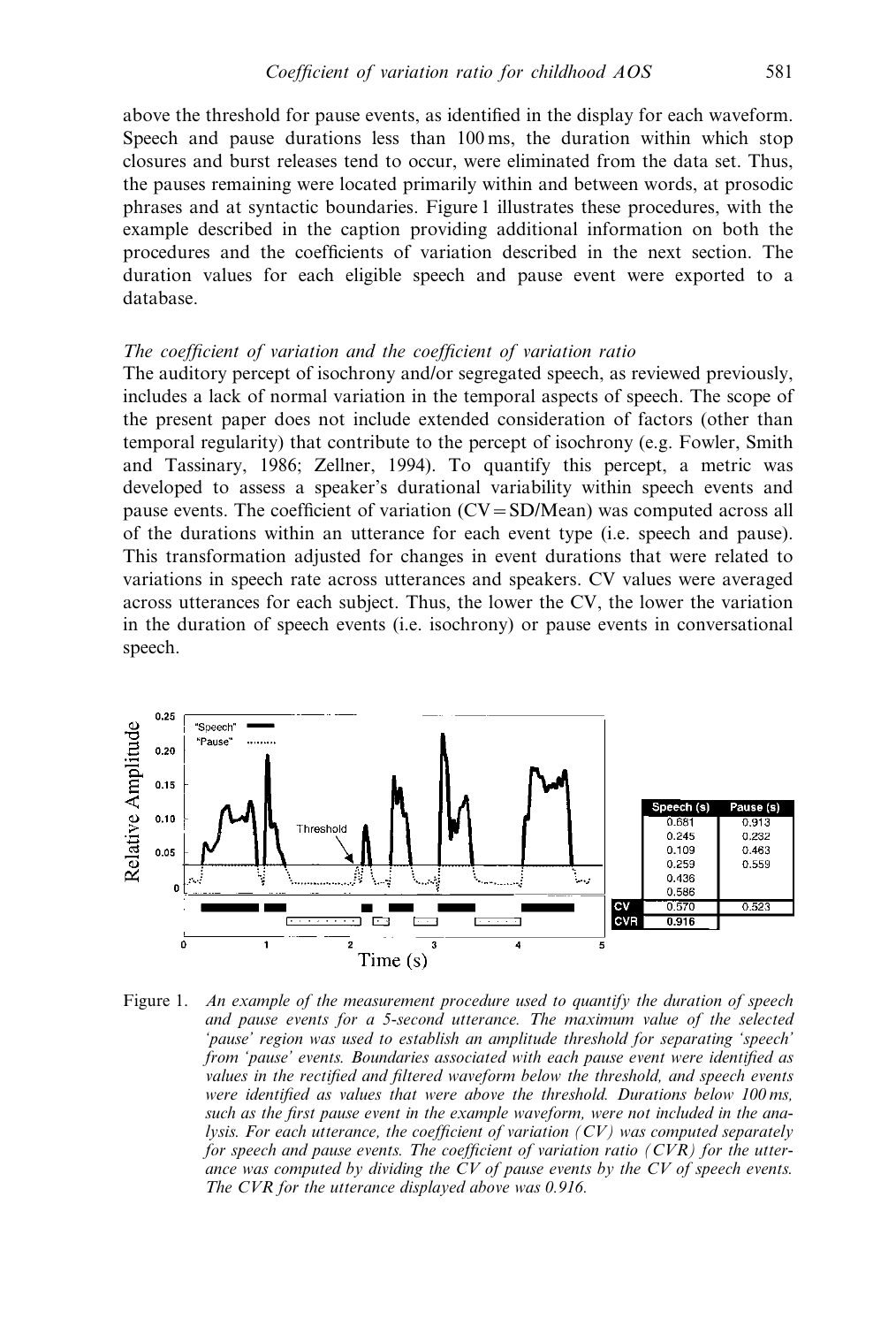above the threshold for pause events, as identified in the display for each waveform. Speech and pause durations less than 100 ms, the duration within which stop closures and burst releases tend to occur, were eliminated from the data set. Thus, the pauses remaining were located primarily within and between words, at prosodic phrases and at syntactic boundaries. Figure 1 illustrates these procedures, with the example described in the caption providing additional information on both the procedures and the coefficients of variation described in the next section. The duration values for each eligible speech and pause event were exported to a database.

*The coefficient of variation and the coefficient of variation ratio*

The auditory percept of isochrony and/or segregated speech, as reviewed previously, includes a lack of normal variation in the temporal aspects of speech. The scope of the present paper does not include extended consideration of factors (other than temporal regularity) that contribute to the percept of isochrony (e.g. Fowler, Smith and Tassinary, 1986; Zellner, 1994). To quantify this percept, a metric was developed to assess a speaker's durational variability within speech events and pause events. The coefficient of variation (CV = SD/Mean) was computed across all of the durations within an utterance for each event type (i.e. speech and pause). This transformation adjusted for changes in event durations that were related to variations in speech rate across utterances and speakers. CV values were averaged across utterances for each subject. Thus, the lower the CV, the lower the variation in the duration of speech events (i.e. isochrony) or pause events in conversational speech.

| | Speech (s) | Pause (s) |
|---|---|---|
| | 0.681 | 0.913 |
| | 0.245 | 0.232 |
| | 0.109 | 0.463 |
| | 0.259 | 0.559 |
| | 0.436 | |
| | 0.586 | |
| CV | 0.570 | 0.523 |
| CVR | 0.916 | |

Figure 1. *An example of the measurement procedure used to quantify the duration of speech and pause events for a 5-second utterance. The maximum value of the selected 'pause' region was used to establish an amplitude threshold for separating 'speech' from 'pause' events. Boundaries associated with each pause event were identified as values in the rectified and filtered waveform below the threshold, and speech events were identified as values that were above the threshold. Durations below 100 ms, such as the first pause event in the example waveform, were not included in the analysis. For each utterance, the coefficient of variation (CV) was computed separately for speech and pause events. The coefficient of variation ratio (CVR) for the utterance was computed by dividing the CV of pause events by the CV of speech events. The CVR for the utterance displayed above was 0.916.*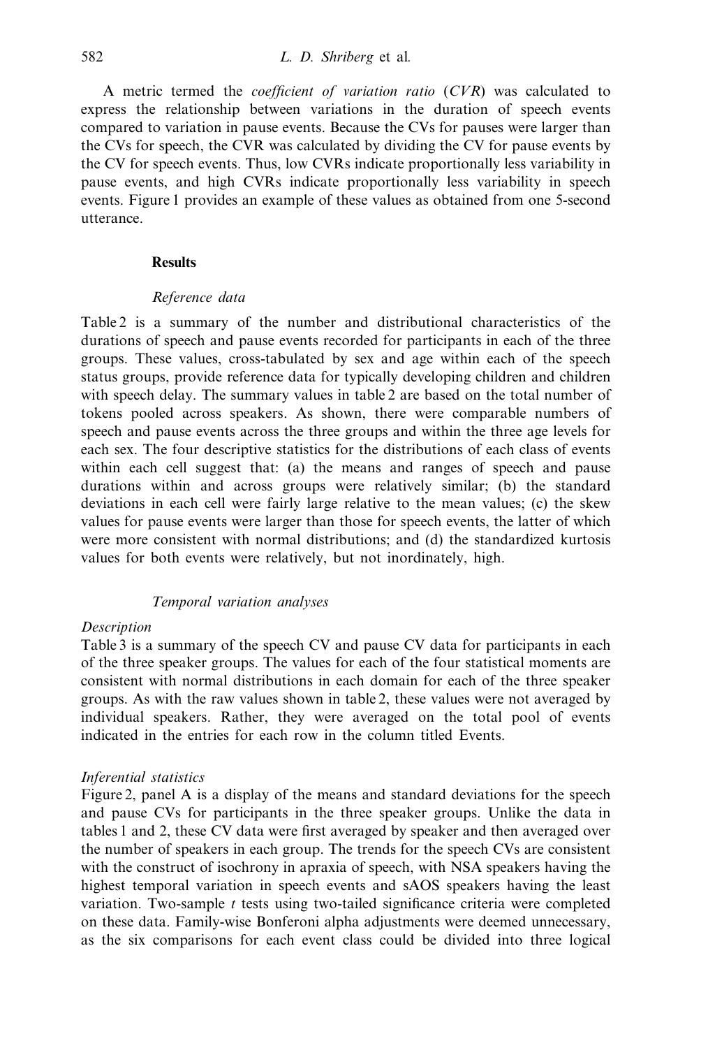A metric termed the *coefficient of variation ratio* (*CVR*) was calculated to express the relationship between variations in the duration of speech events compared to variation in pause events. Because the CVs for pauses were larger than the CVs for speech, the CVR was calculated by dividing the CV for pause events by the CV for speech events. Thus, low CVRs indicate proportionally less variability in pause events, and high CVRs indicate proportionally less variability in speech events. Figure 1 provides an example of these values as obtained from one 5-second utterance.

## Results

### *Reference data*

Table 2 is a summary of the number and distributional characteristics of the durations of speech and pause events recorded for participants in each of the three groups. These values, cross-tabulated by sex and age within each of the speech status groups, provide reference data for typically developing children and children with speech delay. The summary values in table 2 are based on the total number of tokens pooled across speakers. As shown, there were comparable numbers of speech and pause events across the three groups and within the three age levels for each sex. The four descriptive statistics for the distributions of each class of events within each cell suggest that: (a) the means and ranges of speech and pause durations within and across groups were relatively similar; (b) the standard deviations in each cell were fairly large relative to the mean values; (c) the skew values for pause events were larger than those for speech events, the latter of which were more consistent with normal distributions; and (d) the standardized kurtosis values for both events were relatively, but not inordinately, high.

### *Temporal variation analyses*

#### *Description*

Table 3 is a summary of the speech CV and pause CV data for participants in each of the three speaker groups. The values for each of the four statistical moments are consistent with normal distributions in each domain for each of the three speaker groups. As with the raw values shown in table 2, these values were not averaged by individual speakers. Rather, they were averaged on the total pool of events indicated in the entries for each row in the column titled Events.

#### *Inferential statistics*

Figure 2, panel A is a display of the means and standard deviations for the speech and pause CVs for participants in the three speaker groups. Unlike the data in tables 1 and 2, these CV data were first averaged by speaker and then averaged over the number of speakers in each group. The trends for the speech CVs are consistent with the construct of isochrony in apraxia of speech, with NSA speakers having the highest temporal variation in speech events and sAOS speakers having the least variation. Two-sample $t$ tests using two-tailed significance criteria were completed on these data. Family-wise Bonferoni alpha adjustments were deemed unnecessary, as the six comparisons for each event class could be divided into three logical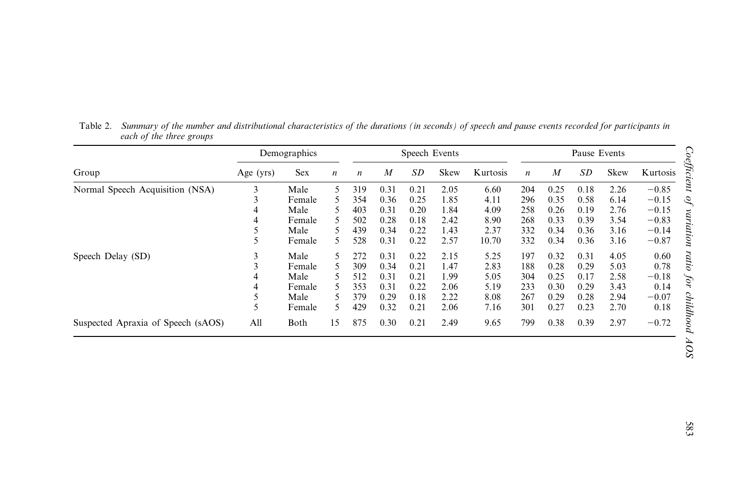Table 2. *Summary of the number and distributional characteristics of the durations (in seconds) of speech and pause events recorded for participants in each of the three groups*

| | Demographics | | | Speech Events | | | | | Pause Events | | | | |
|---|---|---|---|---|---|---|---|---|---|---|---|---|---|
| Group | Age (yrs) | Sex | *n* | *n* | *M* | *SD* | Skew | Kurtosis | *n* | *M* | *SD* | Skew | Kurtosis |
| Normal Speech Acquisition (NSA) | 3 | Male | 5 | 319 | 0.31 | 0.21 | 2.05 | 6.60 | 204 | 0.25 | 0.18 | 2.26 | −0.85 |
| | 3 | Female | 5 | 354 | 0.36 | 0.25 | 1.85 | 4.11 | 296 | 0.35 | 0.58 | 6.14 | −0.15 |
| | 4 | Male | 5 | 403 | 0.31 | 0.20 | 1.84 | 4.09 | 258 | 0.26 | 0.19 | 2.76 | −0.15 |
| | 4 | Female | 5 | 502 | 0.28 | 0.18 | 2.42 | 8.90 | 268 | 0.33 | 0.39 | 3.54 | −0.83 |
| | 5 | Male | 5 | 439 | 0.34 | 0.22 | 1.43 | 2.37 | 332 | 0.34 | 0.36 | 3.16 | −0.14 |
| | 5 | Female | 5 | 528 | 0.31 | 0.22 | 2.57 | 10.70 | 332 | 0.34 | 0.36 | 3.16 | −0.87 |
| Speech Delay (SD) | 3 | Male | 5 | 272 | 0.31 | 0.22 | 2.15 | 5.25 | 197 | 0.32 | 0.31 | 4.05 | 0.60 |
| | 3 | Female | 5 | 309 | 0.34 | 0.21 | 1.47 | 2.83 | 188 | 0.28 | 0.29 | 5.03 | 0.78 |
| | 4 | Male | 5 | 512 | 0.31 | 0.21 | 1.99 | 5.05 | 304 | 0.25 | 0.17 | 2.58 | −0.18 |
| | 4 | Female | 5 | 353 | 0.31 | 0.22 | 2.06 | 5.19 | 233 | 0.30 | 0.29 | 3.43 | 0.14 |
| | 5 | Male | 5 | 379 | 0.29 | 0.18 | 2.22 | 8.08 | 267 | 0.29 | 0.28 | 2.94 | −0.07 |
| | 5 | Female | 5 | 429 | 0.32 | 0.21 | 2.06 | 7.16 | 301 | 0.27 | 0.23 | 2.70 | 0.18 |
| Suspected Apraxia of Speech (sAOS) | All | Both | 15 | 875 | 0.30 | 0.21 | 2.49 | 9.65 | 799 | 0.38 | 0.39 | 2.97 | −0.72 |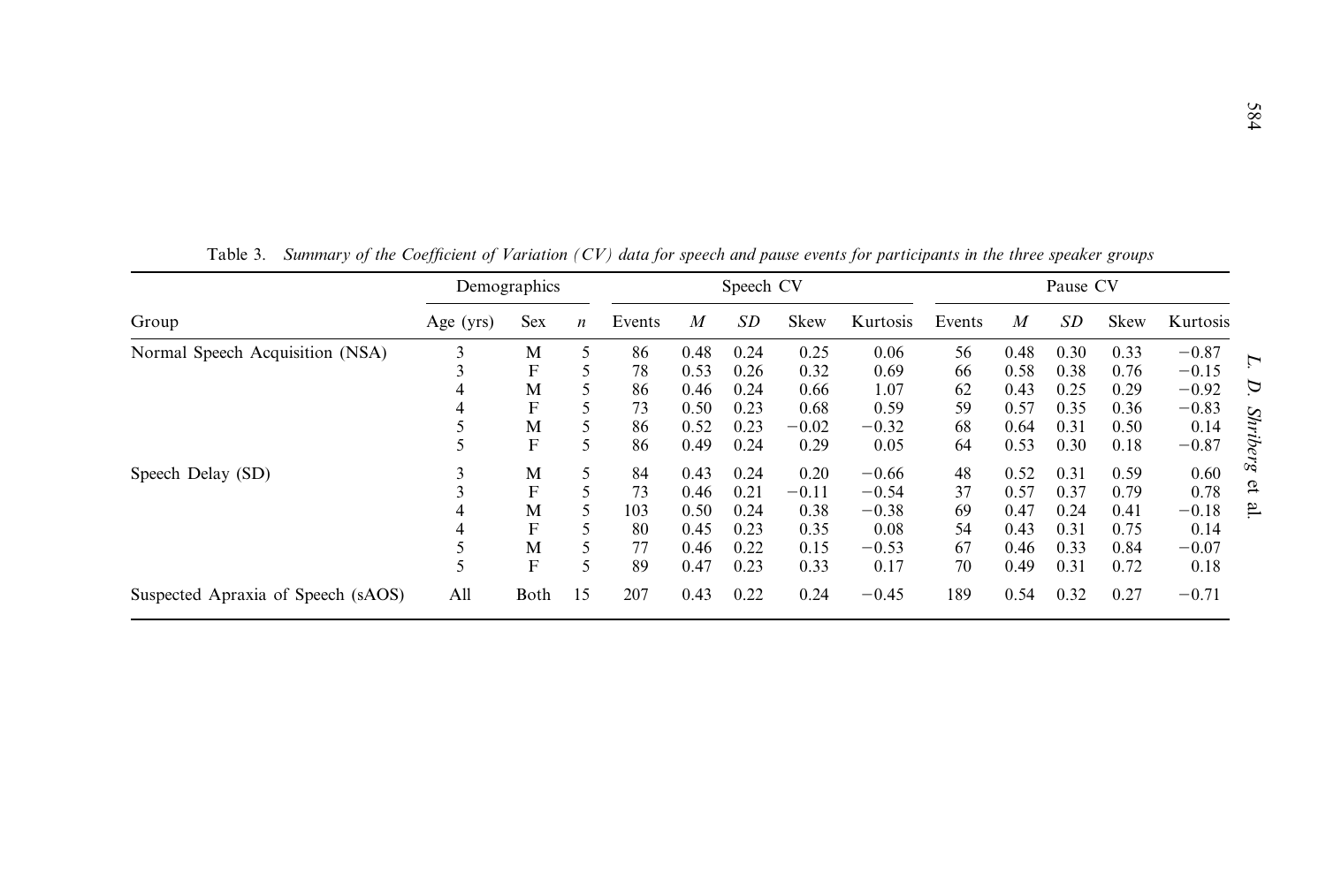Table 3. *Summary of the Coefficient of Variation (CV) data for speech and pause events for participants in the three speaker groups*

| Group | Demographics | | | Speech CV | | | | | Pause CV | | | | |
|---|---|---|---|---|---|---|---|---|---|---|---|---|---|
| | Age (yrs) | Sex | *n* | Events | *M* | *SD* | Skew | Kurtosis | Events | *M* | *SD* | Skew | Kurtosis |
| Normal Speech Acquisition (NSA) | 3 | M | 5 | 86 | 0.48 | 0.24 | 0.25 | 0.06 | 56 | 0.48 | 0.30 | 0.33 | −0.87 |
| | 3 | F | 5 | 78 | 0.53 | 0.26 | 0.32 | 0.69 | 66 | 0.58 | 0.38 | 0.76 | −0.15 |
| | 4 | M | 5 | 86 | 0.46 | 0.24 | 0.66 | 1.07 | 62 | 0.43 | 0.25 | 0.29 | −0.92 |
| | 4 | F | 5 | 73 | 0.50 | 0.23 | 0.68 | 0.59 | 59 | 0.57 | 0.35 | 0.36 | −0.83 |
| | 5 | M | 5 | 86 | 0.52 | 0.23 | −0.02 | −0.32 | 68 | 0.64 | 0.31 | 0.50 | 0.14 |
| | 5 | F | 5 | 86 | 0.49 | 0.24 | 0.29 | 0.05 | 64 | 0.53 | 0.30 | 0.18 | −0.87 |
| Speech Delay (SD) | 3 | M | 5 | 84 | 0.43 | 0.24 | 0.20 | −0.66 | 48 | 0.52 | 0.31 | 0.59 | 0.60 |
| | 3 | F | 5 | 73 | 0.46 | 0.21 | −0.11 | −0.54 | 37 | 0.57 | 0.37 | 0.79 | 0.78 |
| | 4 | M | 5 | 103 | 0.50 | 0.24 | 0.38 | −0.38 | 69 | 0.47 | 0.24 | 0.41 | −0.18 |
| | 4 | F | 5 | 80 | 0.45 | 0.23 | 0.35 | 0.08 | 54 | 0.43 | 0.31 | 0.75 | 0.14 |
| | 5 | M | 5 | 77 | 0.46 | 0.22 | 0.15 | −0.53 | 67 | 0.46 | 0.33 | 0.84 | −0.07 |
| | 5 | F | 5 | 89 | 0.47 | 0.23 | 0.33 | 0.17 | 70 | 0.49 | 0.31 | 0.72 | 0.18 |
| Suspected Apraxia of Speech (sAOS) | All | Both | 15 | 207 | 0.43 | 0.22 | 0.24 | −0.45 | 189 | 0.54 | 0.32 | 0.27 | −0.71 |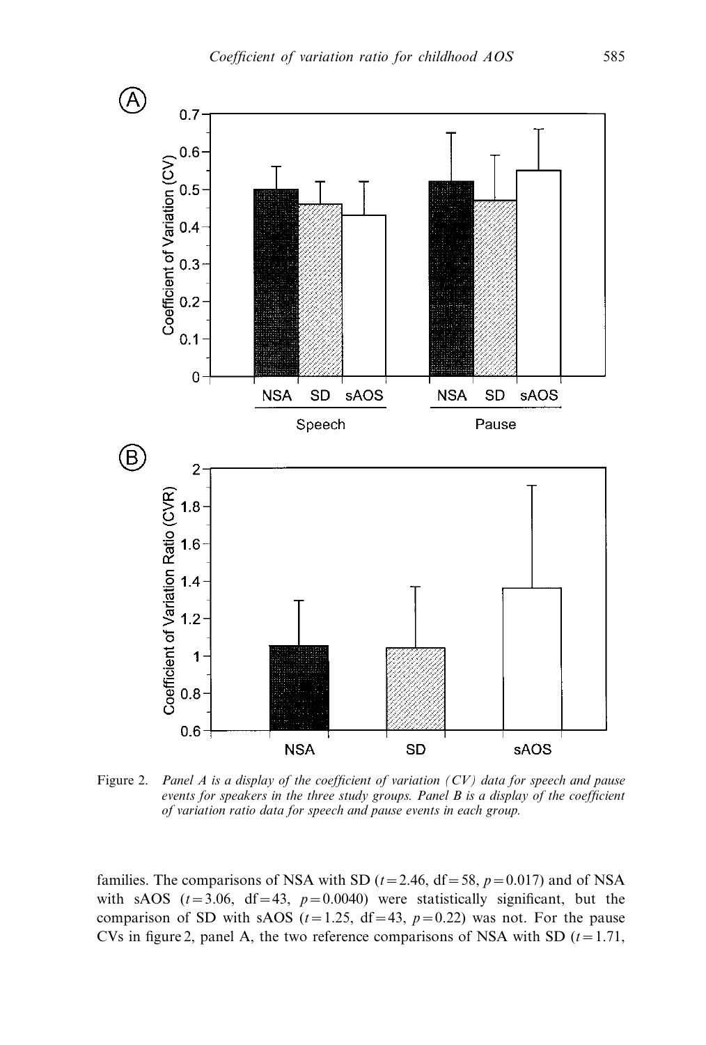Figure 2. *Panel A is a display of the coefficient of variation (CV) data for speech and pause events for speakers in the three study groups. Panel B is a display of the coefficient of variation ratio data for speech and pause events in each group.*

families. The comparisons of NSA with SD ($t=2.46$, $\mathrm{df}=58$, $p=0.017$) and of NSA with sAOS ($t=3.06$, $\mathrm{df}=43$, $p=0.0040$) were statistically significant, but the comparison of SD with sAOS ($t=1.25$, $\mathrm{df}=43$, $p=0.22$) was not. For the pause CVs in figure 2, panel A, the two reference comparisons of NSA with SD ($t=1.71$,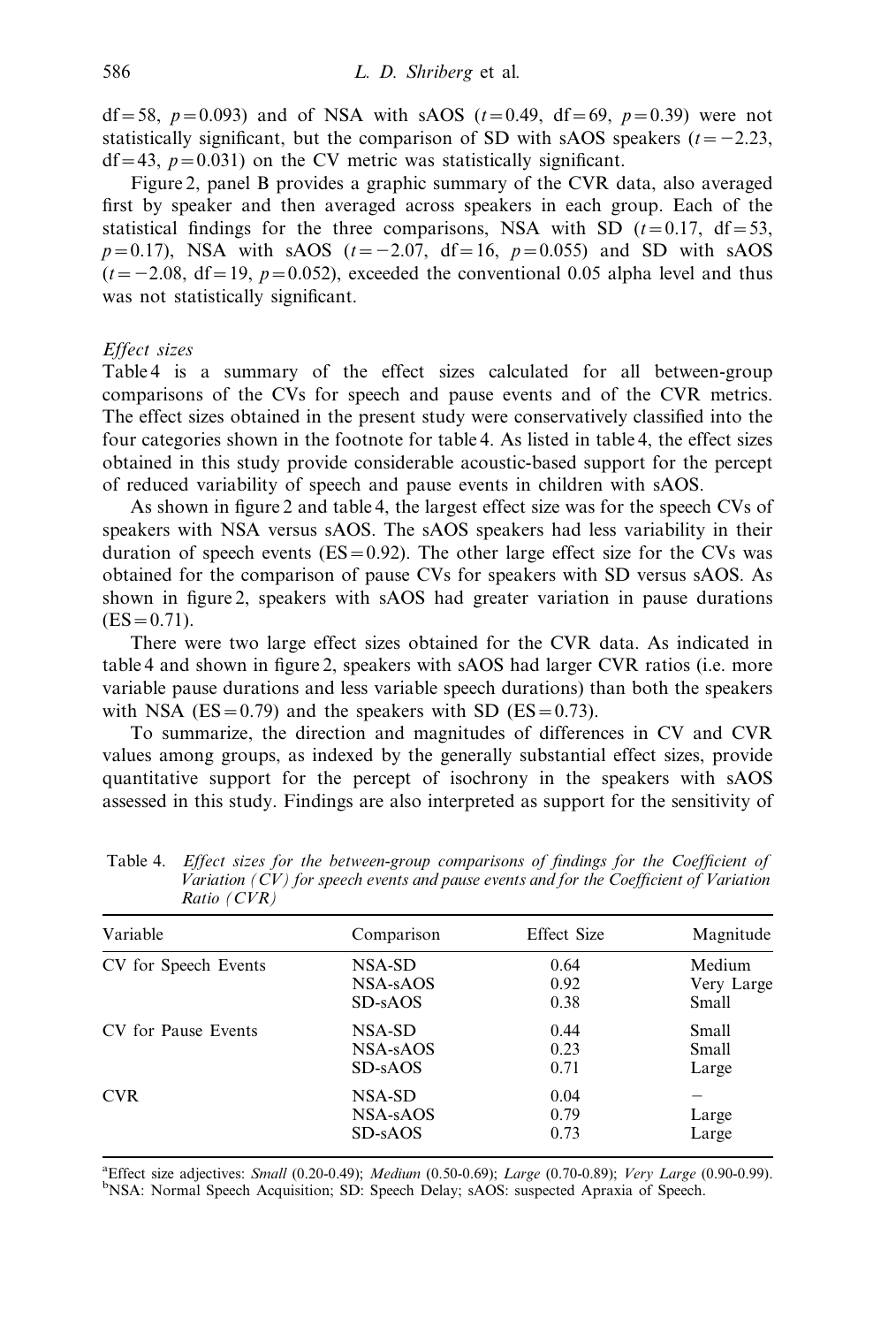$df = 58$, $p = 0.093$) and of NSA with sAOS ($t = 0.49$, $df = 69$, $p = 0.39$) were not statistically significant, but the comparison of SD with sAOS speakers ($t = -2.23$, $df = 43$, $p = 0.031$) on the CV metric was statistically significant.

Figure 2, panel B provides a graphic summary of the CVR data, also averaged first by speaker and then averaged across speakers in each group. Each of the statistical findings for the three comparisons, NSA with SD ($t = 0.17$, $df = 53$, $p = 0.17$), NSA with sAOS ($t = -2.07$, $df = 16$, $p = 0.055$) and SD with sAOS ($t = -2.08$, $df = 19$, $p = 0.052$), exceeded the conventional 0.05 alpha level and thus was not statistically significant.

*Effect sizes*

Table 4 is a summary of the effect sizes calculated for all between-group comparisons of the CVs for speech and pause events and of the CVR metrics. The effect sizes obtained in the present study were conservatively classified into the four categories shown in the footnote for table 4. As listed in table 4, the effect sizes obtained in this study provide considerable acoustic-based support for the percept of reduced variability of speech and pause events in children with sAOS.

As shown in figure 2 and table 4, the largest effect size was for the speech CVs of speakers with NSA versus sAOS. The sAOS speakers had less variability in their duration of speech events ($ES = 0.92$). The other large effect size for the CVs was obtained for the comparison of pause CVs for speakers with SD versus sAOS. As shown in figure 2, speakers with sAOS had greater variation in pause durations ($ES = 0.71$).

There were two large effect sizes obtained for the CVR data. As indicated in table 4 and shown in figure 2, speakers with sAOS had larger CVR ratios (i.e. more variable pause durations and less variable speech durations) than both the speakers with NSA ($ES = 0.79$) and the speakers with SD ($ES = 0.73$).

To summarize, the direction and magnitudes of differences in CV and CVR values among groups, as indexed by the generally substantial effect sizes, provide quantitative support for the percept of isochrony in the speakers with sAOS assessed in this study. Findings are also interpreted as support for the sensitivity of

Table 4. *Effect sizes for the between-group comparisons of findings for the Coefficient of Variation (CV) for speech events and pause events and for the Coefficient of Variation Ratio (CVR)*

| Variable | Comparison | Effect Size | Magnitude |
|---|---|---|---|
| CV for Speech Events | NSA-SD | 0.64 | Medium |
| | NSA-sAOS | 0.92 | Very Large |
| | SD-sAOS | 0.38 | Small |
| CV for Pause Events | NSA-SD | 0.44 | Small |
| | NSA-sAOS | 0.23 | Small |
| | SD-sAOS | 0.71 | Large |
| CVR | NSA-SD | 0.04 | – |
| | NSA-sAOS | 0.79 | Large |
| | SD-sAOS | 0.73 | Large |

[a]Effect size adjectives: *Small* (0.20-0.49); *Medium* (0.50-0.69); *Large* (0.70-0.89); *Very Large* (0.90-0.99).
[b]NSA: Normal Speech Acquisition; SD: Speech Delay; sAOS: suspected Apraxia of Speech.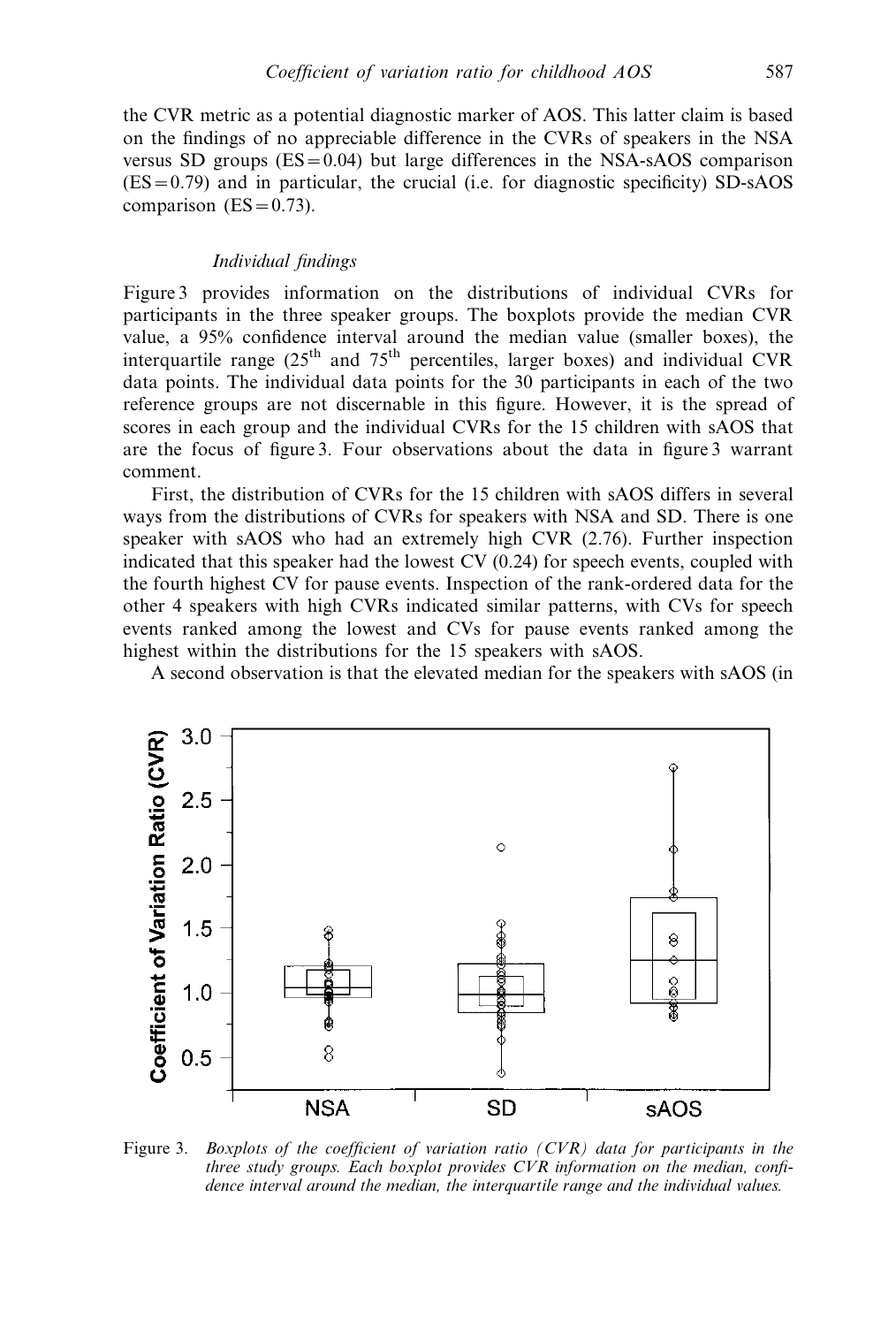the CVR metric as a potential diagnostic marker of AOS. This latter claim is based on the findings of no appreciable difference in the CVRs of speakers in the NSA versus SD groups (ES = 0.04) but large differences in the NSA-sAOS comparison (ES = 0.79) and in particular, the crucial (i.e. for diagnostic specificity) SD-sAOS comparison (ES = 0.73).

### *Individual findings*

Figure 3 provides information on the distributions of individual CVRs for participants in the three speaker groups. The boxplots provide the median CVR value, a 95% confidence interval around the median value (smaller boxes), the interquartile range (25[th] and 75[th] percentiles, larger boxes) and individual CVR data points. The individual data points for the 30 participants in each of the two reference groups are not discernable in this figure. However, it is the spread of scores in each group and the individual CVRs for the 15 children with sAOS that are the focus of figure 3. Four observations about the data in figure 3 warrant comment.

First, the distribution of CVRs for the 15 children with sAOS differs in several ways from the distributions of CVRs for speakers with NSA and SD. There is one speaker with sAOS who had an extremely high CVR (2.76). Further inspection indicated that this speaker had the lowest CV (0.24) for speech events, coupled with the fourth highest CV for pause events. Inspection of the rank-ordered data for the other 4 speakers with high CVRs indicated similar patterns, with CVs for speech events ranked among the lowest and CVs for pause events ranked among the highest within the distributions for the 15 speakers with sAOS.

A second observation is that the elevated median for the speakers with sAOS (in

Figure 3. *Boxplots of the coefficient of variation ratio (CVR) data for participants in the three study groups. Each boxplot provides CVR information on the median, confidence interval around the median, the interquartile range and the individual values.*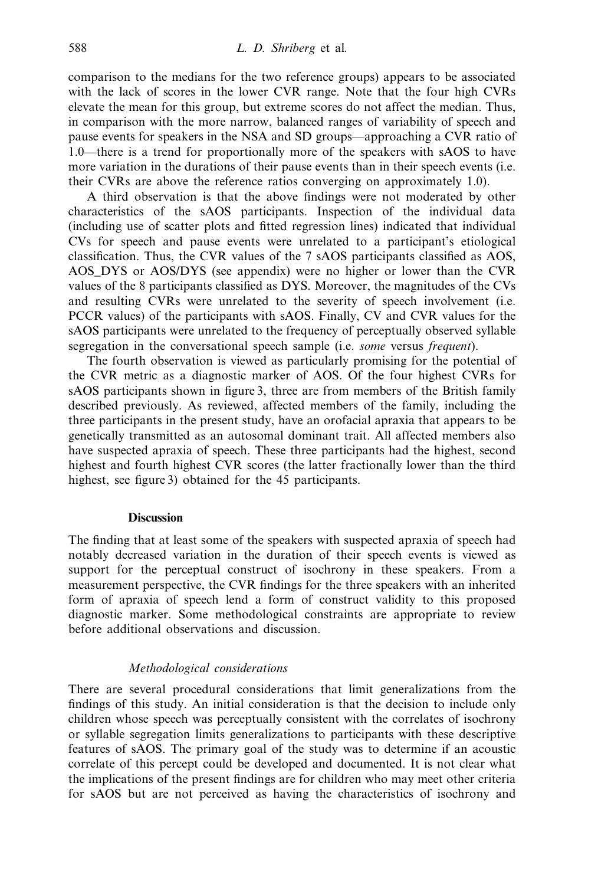comparison to the medians for the two reference groups) appears to be associated with the lack of scores in the lower CVR range. Note that the four high CVRs elevate the mean for this group, but extreme scores do not affect the median. Thus, in comparison with the more narrow, balanced ranges of variability of speech and pause events for speakers in the NSA and SD groups—approaching a CVR ratio of 1.0—there is a trend for proportionally more of the speakers with sAOS to have more variation in the durations of their pause events than in their speech events (i.e. their CVRs are above the reference ratios converging on approximately 1.0).

A third observation is that the above findings were not moderated by other characteristics of the sAOS participants. Inspection of the individual data (including use of scatter plots and fitted regression lines) indicated that individual CVs for speech and pause events were unrelated to a participant's etiological classification. Thus, the CVR values of the 7 sAOS participants classified as AOS, AOS_DYS or AOS/DYS (see appendix) were no higher or lower than the CVR values of the 8 participants classified as DYS. Moreover, the magnitudes of the CVs and resulting CVRs were unrelated to the severity of speech involvement (i.e. PCCR values) of the participants with sAOS. Finally, CV and CVR values for the sAOS participants were unrelated to the frequency of perceptually observed syllable segregation in the conversational speech sample (i.e. *some* versus *frequent*).

The fourth observation is viewed as particularly promising for the potential of the CVR metric as a diagnostic marker of AOS. Of the four highest CVRs for sAOS participants shown in figure 3, three are from members of the British family described previously. As reviewed, affected members of the family, including the three participants in the present study, have an orofacial apraxia that appears to be genetically transmitted as an autosomal dominant trait. All affected members also have suspected apraxia of speech. These three participants had the highest, second highest and fourth highest CVR scores (the latter fractionally lower than the third highest, see figure 3) obtained for the 45 participants.

## Discussion

The finding that at least some of the speakers with suspected apraxia of speech had notably decreased variation in the duration of their speech events is viewed as support for the perceptual construct of isochrony in these speakers. From a measurement perspective, the CVR findings for the three speakers with an inherited form of apraxia of speech lend a form of construct validity to this proposed diagnostic marker. Some methodological constraints are appropriate to review before additional observations and discussion.

### *Methodological considerations*

There are several procedural considerations that limit generalizations from the findings of this study. An initial consideration is that the decision to include only children whose speech was perceptually consistent with the correlates of isochrony or syllable segregation limits generalizations to participants with these descriptive features of sAOS. The primary goal of the study was to determine if an acoustic correlate of this percept could be developed and documented. It is not clear what the implications of the present findings are for children who may meet other criteria for sAOS but are not perceived as having the characteristics of isochrony and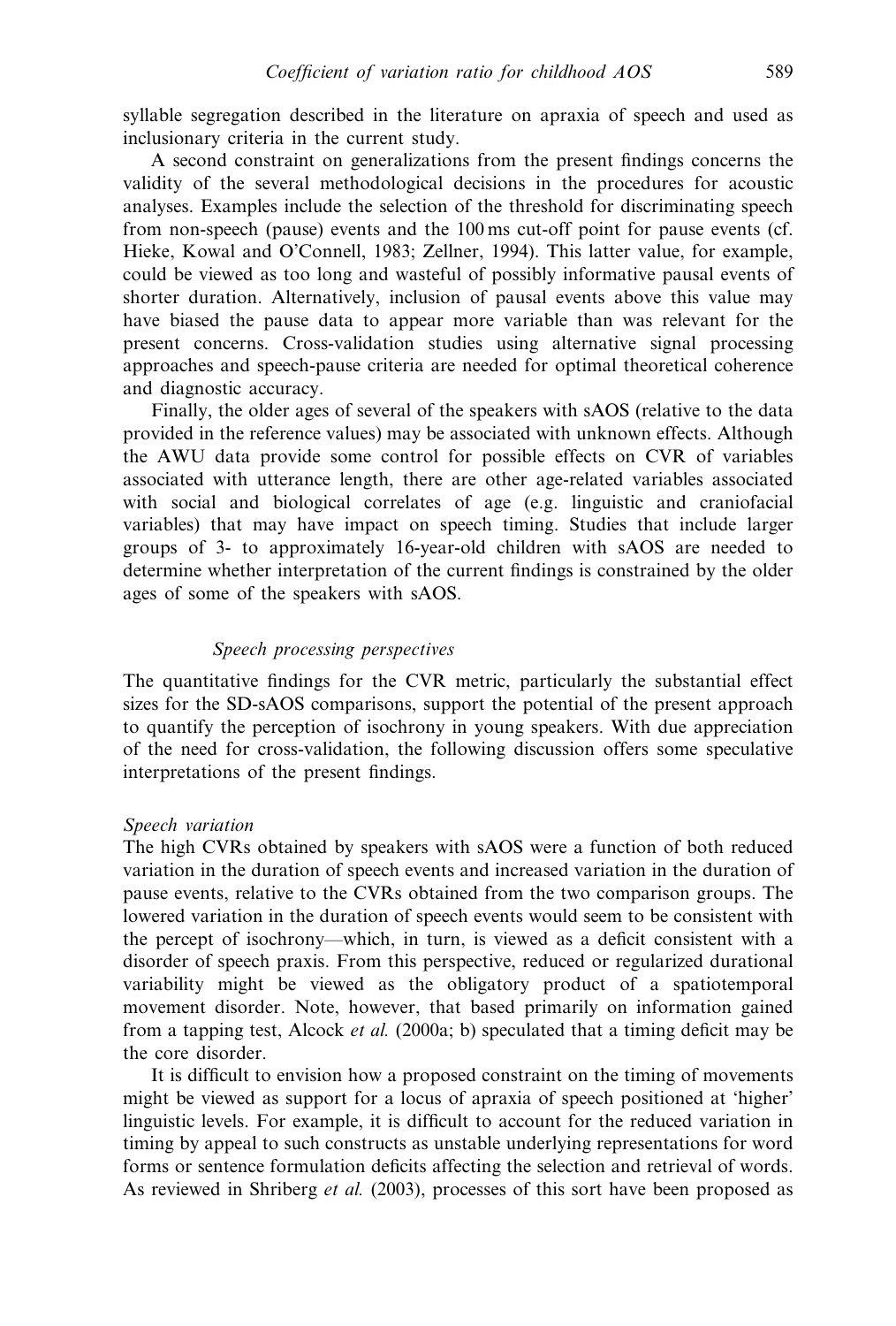syllable segregation described in the literature on apraxia of speech and used as inclusionary criteria in the current study.

A second constraint on generalizations from the present findings concerns the validity of the several methodological decisions in the procedures for acoustic analyses. Examples include the selection of the threshold for discriminating speech from non-speech (pause) events and the 100 ms cut-off point for pause events (cf. Hieke, Kowal and O'Connell, 1983; Zellner, 1994). This latter value, for example, could be viewed as too long and wasteful of possibly informative pausal events of shorter duration. Alternatively, inclusion of pausal events above this value may have biased the pause data to appear more variable than was relevant for the present concerns. Cross-validation studies using alternative signal processing approaches and speech-pause criteria are needed for optimal theoretical coherence and diagnostic accuracy.

Finally, the older ages of several of the speakers with sAOS (relative to the data provided in the reference values) may be associated with unknown effects. Although the AWU data provide some control for possible effects on CVR of variables associated with utterance length, there are other age-related variables associated with social and biological correlates of age (e.g. linguistic and craniofacial variables) that may have impact on speech timing. Studies that include larger groups of 3- to approximately 16-year-old children with sAOS are needed to determine whether interpretation of the current findings is constrained by the older ages of some of the speakers with sAOS.

### *Speech processing perspectives*

The quantitative findings for the CVR metric, particularly the substantial effect sizes for the SD-sAOS comparisons, support the potential of the present approach to quantify the perception of isochrony in young speakers. With due appreciation of the need for cross-validation, the following discussion offers some speculative interpretations of the present findings.

#### *Speech variation*

The high CVRs obtained by speakers with sAOS were a function of both reduced variation in the duration of speech events and increased variation in the duration of pause events, relative to the CVRs obtained from the two comparison groups. The lowered variation in the duration of speech events would seem to be consistent with the percept of isochrony—which, in turn, is viewed as a deficit consistent with a disorder of speech praxis. From this perspective, reduced or regularized durational variability might be viewed as the obligatory product of a spatiotemporal movement disorder. Note, however, that based primarily on information gained from a tapping test, Alcock *et al.* (2000a; b) speculated that a timing deficit may be the core disorder.

It is difficult to envision how a proposed constraint on the timing of movements might be viewed as support for a locus of apraxia of speech positioned at 'higher' linguistic levels. For example, it is difficult to account for the reduced variation in timing by appeal to such constructs as unstable underlying representations for word forms or sentence formulation deficits affecting the selection and retrieval of words. As reviewed in Shriberg *et al.* (2003), processes of this sort have been proposed as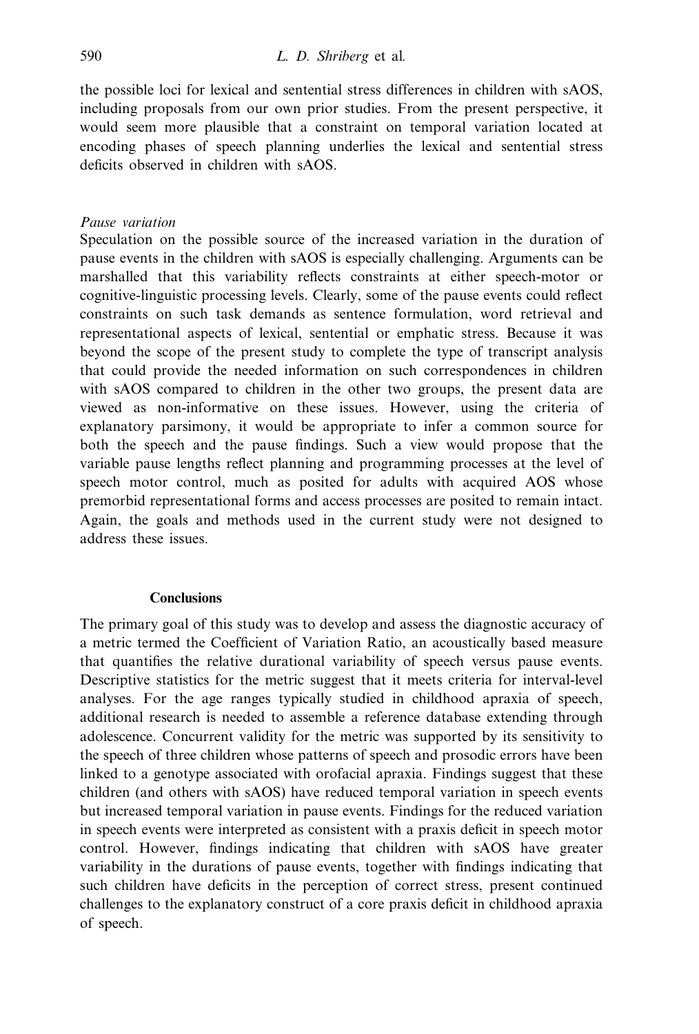the possible loci for lexical and sentential stress differences in children with sAOS, including proposals from our own prior studies. From the present perspective, it would seem more plausible that a constraint on temporal variation located at encoding phases of speech planning underlies the lexical and sentential stress deficits observed in children with sAOS.

*Pause variation*

Speculation on the possible source of the increased variation in the duration of pause events in the children with sAOS is especially challenging. Arguments can be marshalled that this variability reflects constraints at either speech-motor or cognitive-linguistic processing levels. Clearly, some of the pause events could reflect constraints on such task demands as sentence formulation, word retrieval and representational aspects of lexical, sentential or emphatic stress. Because it was beyond the scope of the present study to complete the type of transcript analysis that could provide the needed information on such correspondences in children with sAOS compared to children in the other two groups, the present data are viewed as non-informative on these issues. However, using the criteria of explanatory parsimony, it would be appropriate to infer a common source for both the speech and the pause findings. Such a view would propose that the variable pause lengths reflect planning and programming processes at the level of speech motor control, much as posited for adults with acquired AOS whose premorbid representational forms and access processes are posited to remain intact. Again, the goals and methods used in the current study were not designed to address these issues.

## Conclusions

The primary goal of this study was to develop and assess the diagnostic accuracy of a metric termed the Coefficient of Variation Ratio, an acoustically based measure that quantifies the relative durational variability of speech versus pause events. Descriptive statistics for the metric suggest that it meets criteria for interval-level analyses. For the age ranges typically studied in childhood apraxia of speech, additional research is needed to assemble a reference database extending through adolescence. Concurrent validity for the metric was supported by its sensitivity to the speech of three children whose patterns of speech and prosodic errors have been linked to a genotype associated with orofacial apraxia. Findings suggest that these children (and others with sAOS) have reduced temporal variation in speech events but increased temporal variation in pause events. Findings for the reduced variation in speech events were interpreted as consistent with a praxis deficit in speech motor control. However, findings indicating that children with sAOS have greater variability in the durations of pause events, together with findings indicating that such children have deficits in the perception of correct stress, present continued challenges to the explanatory construct of a core praxis deficit in childhood apraxia of speech.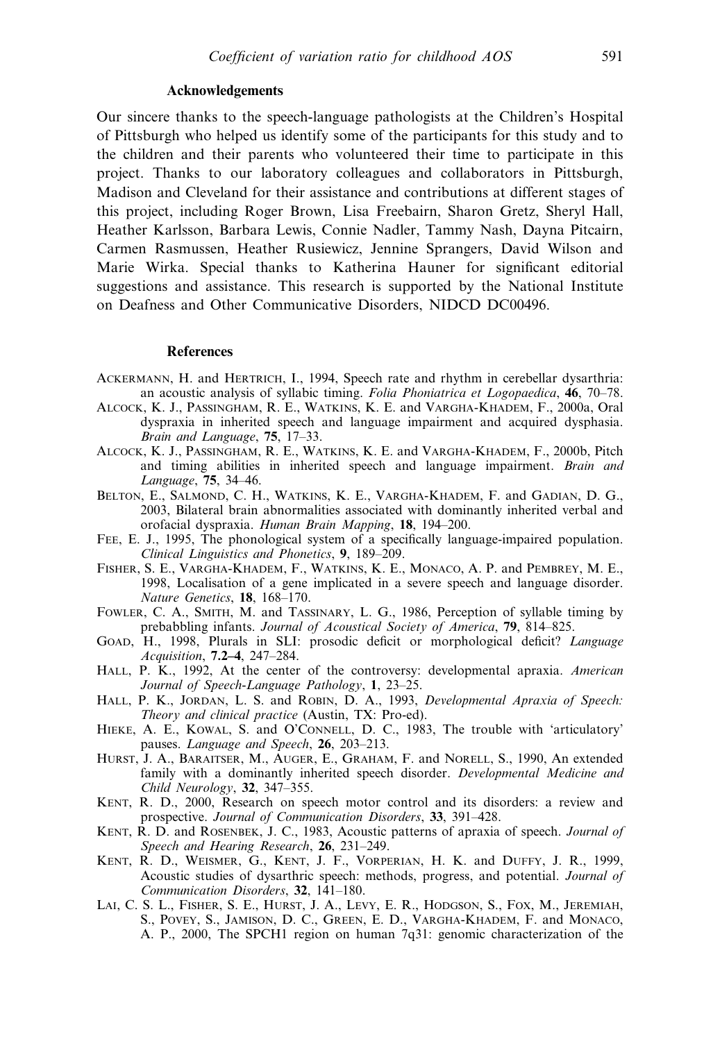### Acknowledgements

Our sincere thanks to the speech-language pathologists at the Children's Hospital of Pittsburgh who helped us identify some of the participants for this study and to the children and their parents who volunteered their time to participate in this project. Thanks to our laboratory colleagues and collaborators in Pittsburgh, Madison and Cleveland for their assistance and contributions at different stages of this project, including Roger Brown, Lisa Freebairn, Sharon Gretz, Sheryl Hall, Heather Karlsson, Barbara Lewis, Connie Nadler, Tammy Nash, Dayna Pitcairn, Carmen Rasmussen, Heather Rusiewicz, Jennine Sprangers, David Wilson and Marie Wirka. Special thanks to Katherina Hauner for significant editorial suggestions and assistance. This research is supported by the National Institute on Deafness and Other Communicative Disorders, NIDCD DC00496.

### References

Ackermann, H. and Hertrich, I., 1994, Speech rate and rhythm in cerebellar dysarthria: an acoustic analysis of syllabic timing. *Folia Phoniatrica et Logopaedica*, **46**, 70–78.

Alcock, K. J., Passingham, R. E., Watkins, K. E. and Vargha-Khadem, F., 2000a, Oral dyspraxia in inherited speech and language impairment and acquired dysphasia. *Brain and Language*, **75**, 17–33.

Alcock, K. J., Passingham, R. E., Watkins, K. E. and Vargha-Khadem, F., 2000b, Pitch and timing abilities in inherited speech and language impairment. *Brain and Language*, **75**, 34–46.

Belton, E., Salmond, C. H., Watkins, K. E., Vargha-Khadem, F. and Gadian, D. G., 2003, Bilateral brain abnormalities associated with dominantly inherited verbal and orofacial dyspraxia. *Human Brain Mapping*, **18**, 194–200.

Fee, E. J., 1995, The phonological system of a specifically language-impaired population. *Clinical Linguistics and Phonetics*, **9**, 189–209.

Fisher, S. E., Vargha-Khadem, F., Watkins, K. E., Monaco, A. P. and Pembrey, M. E., 1998, Localisation of a gene implicated in a severe speech and language disorder. *Nature Genetics*, **18**, 168–170.

Fowler, C. A., Smith, M. and Tassinary, L. G., 1986, Perception of syllable timing by prebabbling infants. *Journal of Acoustical Society of America*, **79**, 814–825.

Goad, H., 1998, Plurals in SLI: prosodic deficit or morphological deficit? *Language Acquisition*, **7.2–4**, 247–284.

Hall, P. K., 1992, At the center of the controversy: developmental apraxia. *American Journal of Speech-Language Pathology*, **1**, 23–25.

Hall, P. K., Jordan, L. S. and Robin, D. A., 1993, *Developmental Apraxia of Speech: Theory and clinical practice* (Austin, TX: Pro-ed).

Hieke, A. E., Kowal, S. and O'Connell, D. C., 1983, The trouble with 'articulatory' pauses. *Language and Speech*, **26**, 203–213.

Hurst, J. A., Baraitser, M., Auger, E., Graham, F. and Norell, S., 1990, An extended family with a dominantly inherited speech disorder. *Developmental Medicine and Child Neurology*, **32**, 347–355.

Kent, R. D., 2000, Research on speech motor control and its disorders: a review and prospective. *Journal of Communication Disorders*, **33**, 391–428.

Kent, R. D. and Rosenbek, J. C., 1983, Acoustic patterns of apraxia of speech. *Journal of Speech and Hearing Research*, **26**, 231–249.

Kent, R. D., Weismer, G., Kent, J. F., Vorperian, H. K. and Duffy, J. R., 1999, Acoustic studies of dysarthric speech: methods, progress, and potential. *Journal of Communication Disorders*, **32**, 141–180.

Lai, C. S. L., Fisher, S. E., Hurst, J. A., Levy, E. R., Hodgson, S., Fox, M., Jeremiah, S., Povey, S., Jamison, D. C., Green, E. D., Vargha-Khadem, F. and Monaco, A. P., 2000, The SPCH1 region on human 7q31: genomic characterization of the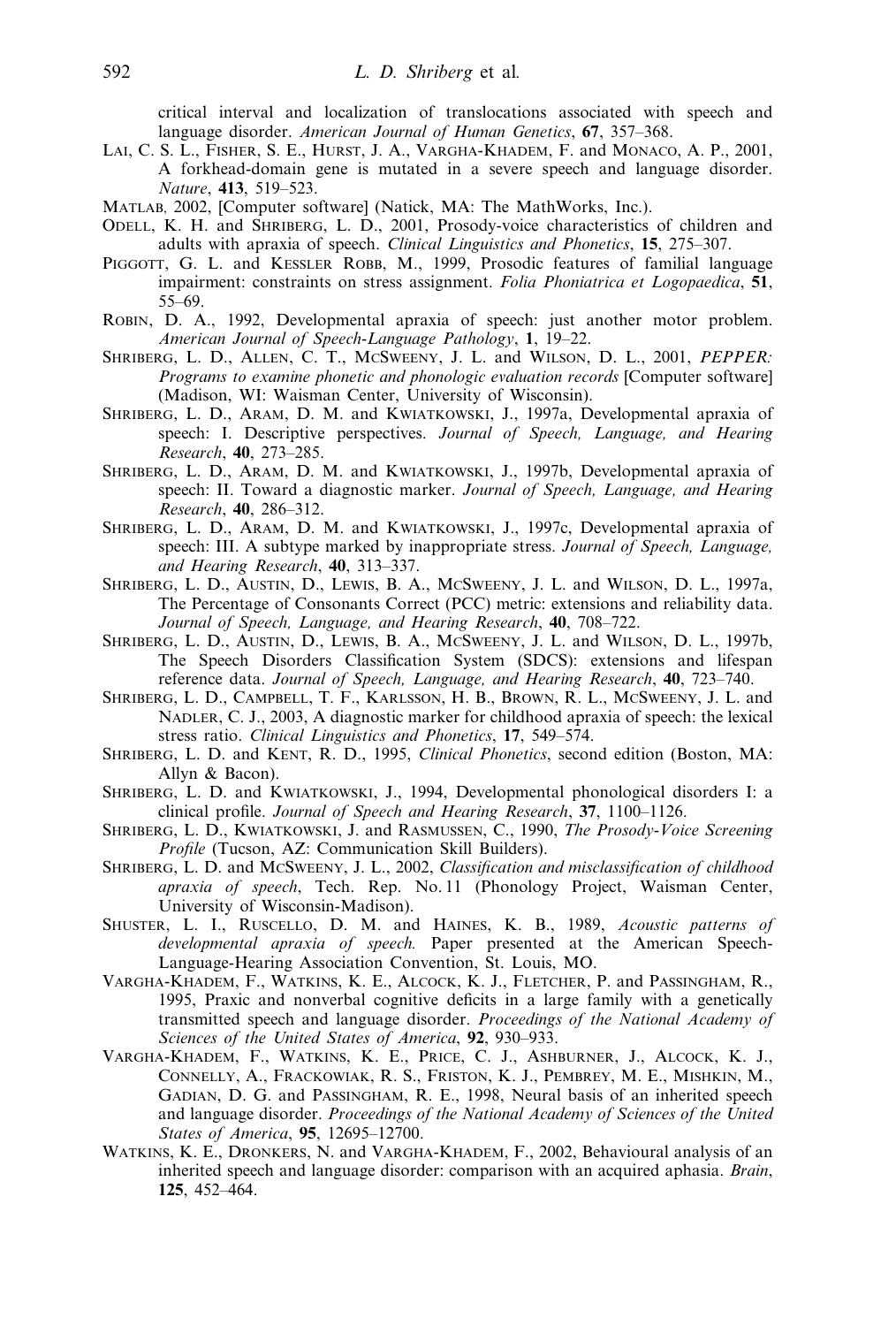critical interval and localization of translocations associated with speech and language disorder. *American Journal of Human Genetics*, **67**, 357–368.

Lai, C. S. L., Fisher, S. E., Hurst, J. A., Vargha-Khadem, F. and Monaco, A. P., 2001, A forkhead-domain gene is mutated in a severe speech and language disorder. *Nature*, **413**, 519–523.

Matlab, 2002, [Computer software] (Natick, MA: The MathWorks, Inc.).

Odell, K. H. and Shriberg, L. D., 2001, Prosody-voice characteristics of children and adults with apraxia of speech. *Clinical Linguistics and Phonetics*, **15**, 275–307.

Piggott, G. L. and Kessler Robb, M., 1999, Prosodic features of familial language impairment: constraints on stress assignment. *Folia Phoniatrica et Logopaedica*, **51**, 55–69.

Robin, D. A., 1992, Developmental apraxia of speech: just another motor problem. *American Journal of Speech-Language Pathology*, **1**, 19–22.

Shriberg, L. D., Allen, C. T., McSweeny, J. L. and Wilson, D. L., 2001, *PEPPER: Programs to examine phonetic and phonologic evaluation records* [Computer software] (Madison, WI: Waisman Center, University of Wisconsin).

Shriberg, L. D., Aram, D. M. and Kwiatkowski, J., 1997a, Developmental apraxia of speech: I. Descriptive perspectives. *Journal of Speech, Language, and Hearing Research*, **40**, 273–285.

Shriberg, L. D., Aram, D. M. and Kwiatkowski, J., 1997b, Developmental apraxia of speech: II. Toward a diagnostic marker. *Journal of Speech, Language, and Hearing Research*, **40**, 286–312.

Shriberg, L. D., Aram, D. M. and Kwiatkowski, J., 1997c, Developmental apraxia of speech: III. A subtype marked by inappropriate stress. *Journal of Speech, Language, and Hearing Research*, **40**, 313–337.

Shriberg, L. D., Austin, D., Lewis, B. A., McSweeny, J. L. and Wilson, D. L., 1997a, The Percentage of Consonants Correct (PCC) metric: extensions and reliability data. *Journal of Speech, Language, and Hearing Research*, **40**, 708–722.

Shriberg, L. D., Austin, D., Lewis, B. A., McSweeny, J. L. and Wilson, D. L., 1997b, The Speech Disorders Classification System (SDCS): extensions and lifespan reference data. *Journal of Speech, Language, and Hearing Research*, **40**, 723–740.

Shriberg, L. D., Campbell, T. F., Karlsson, H. B., Brown, R. L., McSweeny, J. L. and Nadler, C. J., 2003, A diagnostic marker for childhood apraxia of speech: the lexical stress ratio. *Clinical Linguistics and Phonetics*, **17**, 549–574.

Shriberg, L. D. and Kent, R. D., 1995, *Clinical Phonetics*, second edition (Boston, MA: Allyn & Bacon).

Shriberg, L. D. and Kwiatkowski, J., 1994, Developmental phonological disorders I: a clinical profile. *Journal of Speech and Hearing Research*, **37**, 1100–1126.

Shriberg, L. D., Kwiatkowski, J. and Rasmussen, C., 1990, *The Prosody-Voice Screening Profile* (Tucson, AZ: Communication Skill Builders).

Shriberg, L. D. and McSweeny, J. L., 2002, *Classification and misclassification of childhood apraxia of speech*, Tech. Rep. No. 11 (Phonology Project, Waisman Center, University of Wisconsin-Madison).

Shuster, L. I., Ruscello, D. M. and Haines, K. B., 1989, *Acoustic patterns of developmental apraxia of speech.* Paper presented at the American Speech-Language-Hearing Association Convention, St. Louis, MO.

Vargha-Khadem, F., Watkins, K. E., Alcock, K. J., Fletcher, P. and Passingham, R., 1995, Praxic and nonverbal cognitive deficits in a large family with a genetically transmitted speech and language disorder. *Proceedings of the National Academy of Sciences of the United States of America*, **92**, 930–933.

Vargha-Khadem, F., Watkins, K. E., Price, C. J., Ashburner, J., Alcock, K. J., Connelly, A., Frackowiak, R. S., Friston, K. J., Pembrey, M. E., Mishkin, M., Gadian, D. G. and Passingham, R. E., 1998, Neural basis of an inherited speech and language disorder. *Proceedings of the National Academy of Sciences of the United States of America*, **95**, 12695–12700.

Watkins, K. E., Dronkers, N. and Vargha-Khadem, F., 2002, Behavioural analysis of an inherited speech and language disorder: comparison with an acquired aphasia. *Brain*, **125**, 452–464.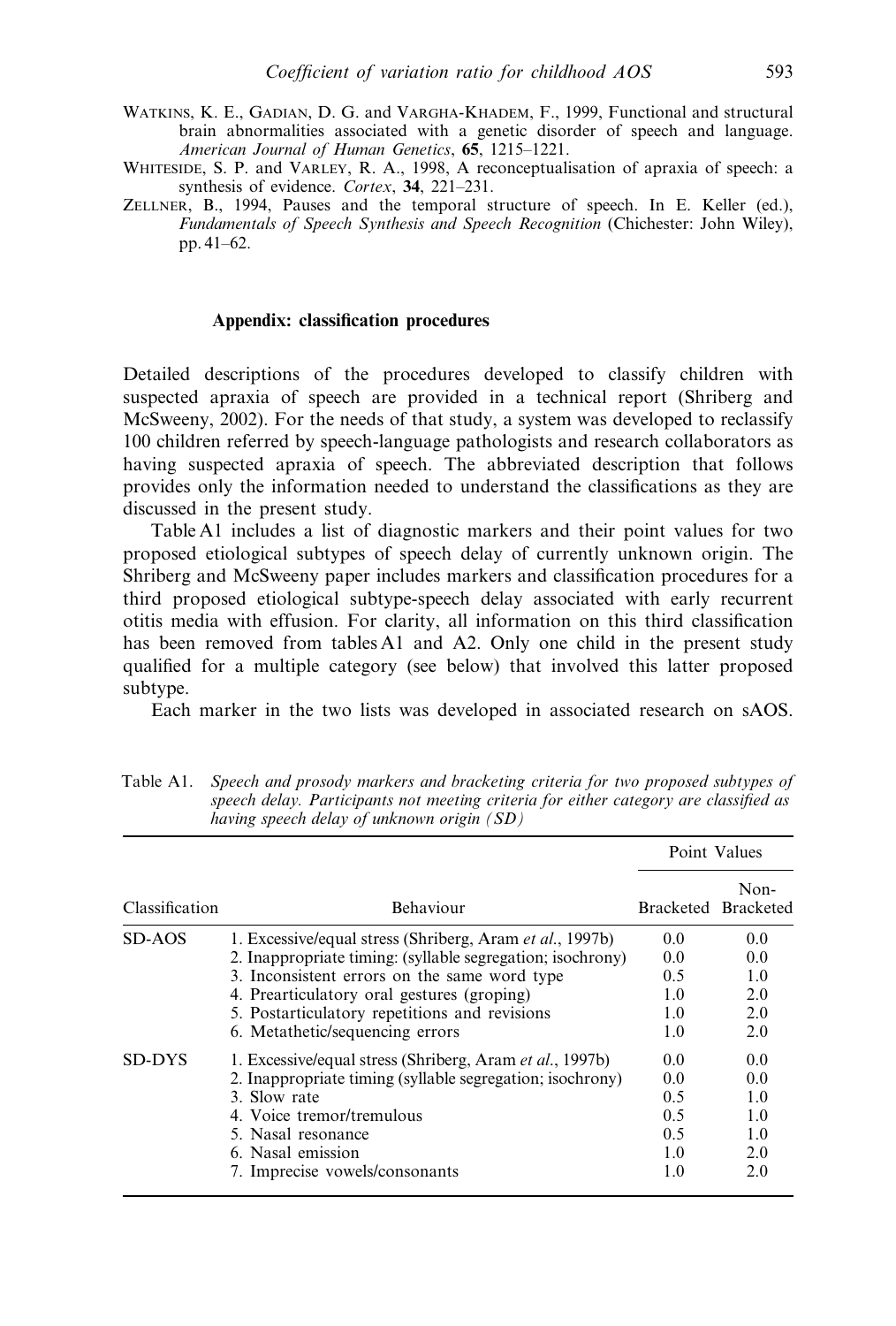WATKINS, K. E., GADIAN, D. G. and VARGHA-KHADEM, F., 1999, Functional and structural brain abnormalities associated with a genetic disorder of speech and language. *American Journal of Human Genetics*, **65**, 1215–1221.

WHITESIDE, S. P. and VARLEY, R. A., 1998, A reconceptualisation of apraxia of speech: a synthesis of evidence. *Cortex*, **34**, 221–231.

ZELLNER, B., 1994, Pauses and the temporal structure of speech. In E. Keller (ed.), *Fundamentals of Speech Synthesis and Speech Recognition* (Chichester: John Wiley), pp. 41–62.

## Appendix: classification procedures

Detailed descriptions of the procedures developed to classify children with suspected apraxia of speech are provided in a technical report (Shriberg and McSweeny, 2002). For the needs of that study, a system was developed to reclassify 100 children referred by speech-language pathologists and research collaborators as having suspected apraxia of speech. The abbreviated description that follows provides only the information needed to understand the classifications as they are discussed in the present study.

Table A1 includes a list of diagnostic markers and their point values for two proposed etiological subtypes of speech delay of currently unknown origin. The Shriberg and McSweeny paper includes markers and classification procedures for a third proposed etiological subtype-speech delay associated with early recurrent otitis media with effusion. For clarity, all information on this third classification has been removed from tables A1 and A2. Only one child in the present study qualified for a multiple category (see below) that involved this latter proposed subtype.

Each marker in the two lists was developed in associated research on sAOS.

Table A1. *Speech and prosody markers and bracketing criteria for two proposed subtypes of speech delay. Participants not meeting criteria for either category are classified as having speech delay of unknown origin (SD)*

| Classification | Behaviour | Point Values | |
|---|---|---|---|
| | | Bracketed | Non-Bracketed |
| SD-AOS | 1. Excessive/equal stress (Shriberg, Aram *et al.*, 1997b) | 0.0 | 0.0 |
| | 2. Inappropriate timing: (syllable segregation; isochrony) | 0.0 | 0.0 |
| | 3. Inconsistent errors on the same word type | 0.5 | 1.0 |
| | 4. Prearticulatory oral gestures (groping) | 1.0 | 2.0 |
| | 5. Postarticulatory repetitions and revisions | 1.0 | 2.0 |
| | 6. Metathetic/sequencing errors | 1.0 | 2.0 |
| SD-DYS | 1. Excessive/equal stress (Shriberg, Aram *et al.*, 1997b) | 0.0 | 0.0 |
| | 2. Inappropriate timing (syllable segregation; isochrony) | 0.0 | 0.0 |
| | 3. Slow rate | 0.5 | 1.0 |
| | 4. Voice tremor/tremulous | 0.5 | 1.0 |
| | 5. Nasal resonance | 0.5 | 1.0 |
| | 6. Nasal emission | 1.0 | 2.0 |
| | 7. Imprecise vowels/consonants | 1.0 | 2.0 |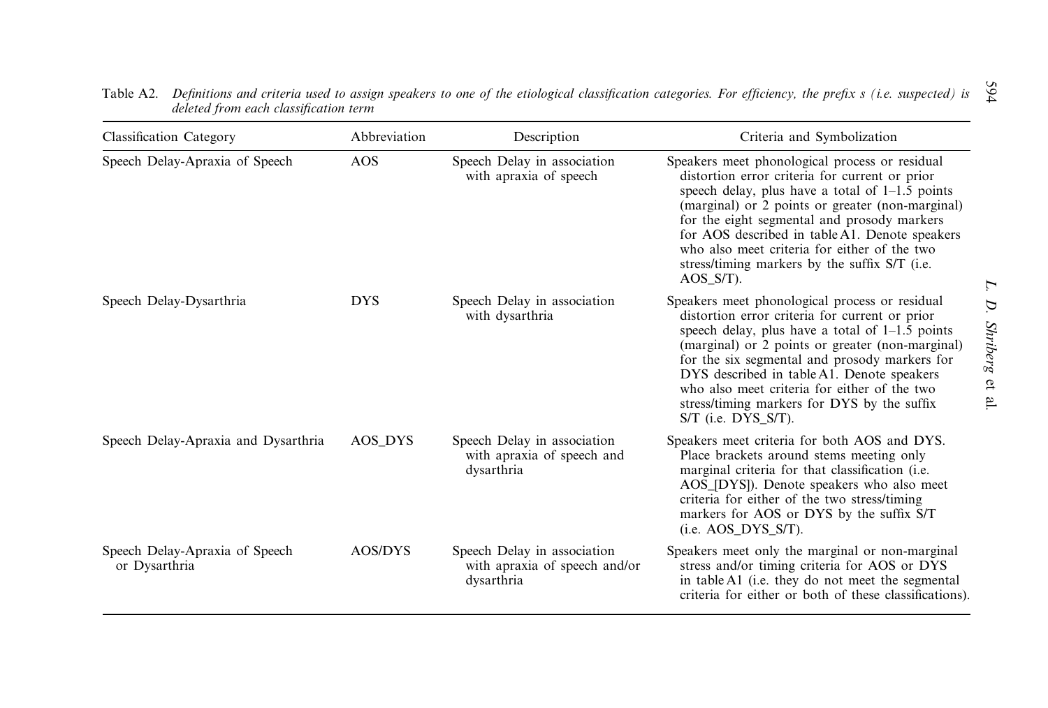Table A2. *Definitions and criteria used to assign speakers to one of the etiological classification categories. For efficiency, the prefix s (i.e. suspected) is deleted from each classification term*

| Classification Category | Abbreviation | Description | Criteria and Symbolization |
|---|---|---|---|
| Speech Delay-Apraxia of Speech | AOS | Speech Delay in association with apraxia of speech | Speakers meet phonological process or residual distortion error criteria for current or prior speech delay, plus have a total of 1–1.5 points (marginal) or 2 points or greater (non-marginal) for the eight segmental and prosody markers for AOS described in table A1. Denote speakers who also meet criteria for either of the two stress/timing markers by the suffix S/T (i.e. AOS_S/T). |
| Speech Delay-Dysarthria | DYS | Speech Delay in association with dysarthria | Speakers meet phonological process or residual distortion error criteria for current or prior speech delay, plus have a total of 1–1.5 points (marginal) or 2 points or greater (non-marginal) for the six segmental and prosody markers for DYS described in table A1. Denote speakers who also meet criteria for either of the two stress/timing markers for DYS by the suffix S/T (i.e. DYS_S/T). |
| Speech Delay-Apraxia and Dysarthria | AOS_DYS | Speech Delay in association with apraxia of speech and dysarthria | Speakers meet criteria for both AOS and DYS. Place brackets around stems meeting only marginal criteria for that classification (i.e. AOS_[DYS]). Denote speakers who also meet criteria for either of the two stress/timing markers for AOS or DYS by the suffix S/T (i.e. AOS_DYS_S/T). |
| Speech Delay-Apraxia of Speech or Dysarthria | AOS/DYS | Speech Delay in association with apraxia of speech and/or dysarthria | Speakers meet only the marginal or non-marginal stress and/or timing criteria for AOS or DYS in table A1 (i.e. they do not meet the segmental criteria for either or both of these classifications). |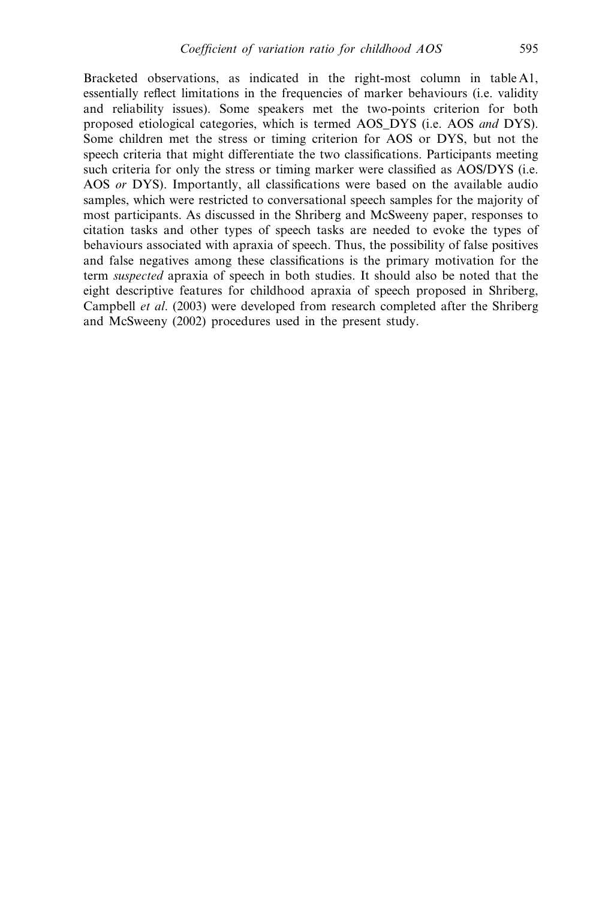Bracketed observations, as indicated in the right-most column in table A1, essentially reflect limitations in the frequencies of marker behaviours (i.e. validity and reliability issues). Some speakers met the two-points criterion for both proposed etiological categories, which is termed AOS_DYS (i.e. AOS *and* DYS). Some children met the stress or timing criterion for AOS or DYS, but not the speech criteria that might differentiate the two classifications. Participants meeting such criteria for only the stress or timing marker were classified as AOS/DYS (i.e. AOS *or* DYS). Importantly, all classifications were based on the available audio samples, which were restricted to conversational speech samples for the majority of most participants. As discussed in the Shriberg and McSweeny paper, responses to citation tasks and other types of speech tasks are needed to evoke the types of behaviours associated with apraxia of speech. Thus, the possibility of false positives and false negatives among these classifications is the primary motivation for the term *suspected* apraxia of speech in both studies. It should also be noted that the eight descriptive features for childhood apraxia of speech proposed in Shriberg, Campbell *et al*. (2003) were developed from research completed after the Shriberg and McSweeny (2002) procedures used in the present study.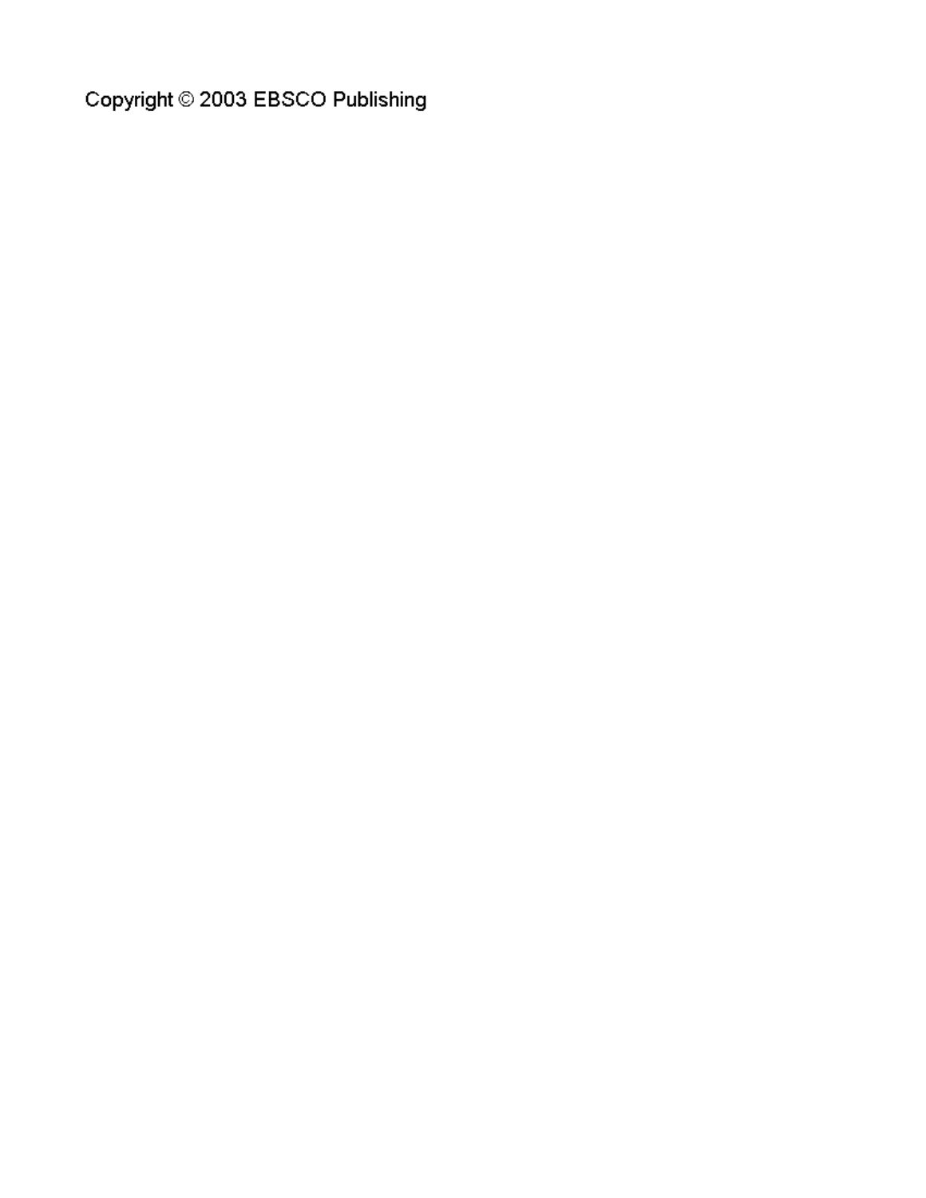Copyright © 2003 EBSCO Publishing